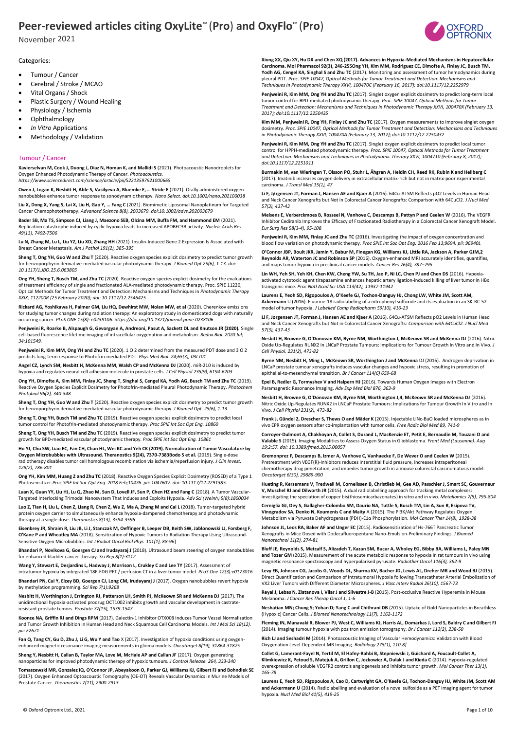# Peer-reviewed articles citing OxyLite™ (Pro) and OxyFlo™ (Pro)

November 2021

Categories:

- Tumour / Cancer
- Cerebral / Stroke / MCAO
- Vital Organs / Shock
- Plastic Surgery / Wound Healing
- Physiology / Ischemia
- Ophthalmology
- *In Vitro* Applications
- Methodology / Validation

## Tumour / Cancer

**Xavierselvan M, Cook J, Duong J, Diaz N, Homan K, and Mallidi S** (2021). Photoacoustic Nanodroplets for Oxygen Enhanced Photodynamic Therapy of Cancer. *Photoacoustics. https://www.sciencedirect.com/science/article/pii/S2213597921000665*

**Owen J, Logan K, Nesbitt H, Able S, Vasilyeva A, Bluemke E, … Stride E** (2021). Orally administered oxygen nanobubbles enhance tumor response to sonodynamic therapy. *Nano Select. doi:10.1002/nano.202100038*

**Liu X, Dong X, Yang S, Lai X, Liu H, Gao Y, … Fang C** (2021). Biomimetic Liposomal Nanoplatinum for Targeted Cancer Chemophototherapy. *Advanced Science 8(8), 2003679. doi:10.1002/advs.202003679*

**Bader SB, Ma TS, Simpson CJ, Liang J, Maezono SEB, Olcina MM, Buffa FM, and Hammond EM** (2021). Replication catastrophe induced by cyclic hypoxia leads to increased APOBEC3B activity. *Nucleic Acids Res 49(13), 7492-7506*

**Lu N, Zhang M, Lu L, Liu YZ, Liu XD, Zhang HH** (2021). Insulin-Induced Gene 2 Expression Is Associated with Breast Cancer Metastasis. *Am J Pathol 191(2), 385-395*

**Sheng T, Ong YH, Guo W and Zhu T** (2020). Reactive oxygen species explicit dosimetry to predict tumor growth for benzoporphyrin derivative-mediated vascular photodynamic therapy. *J Biomed Opt 25(6), 1-13. doi: 10.1117/1.JBO.25.6.063805*

**Ong YH, Sheng T, Busch TM, and Zhu TC** (2020). Reactive oxygen species explicit dosimetry for the evaluations of treatment efficiency of single and fractionated ALA-mediated photodynamic therapy. Proc. SPIE 11220, Optical Methods for Tumor Treatment and Detection: Mechanisms and Techniques in *Photodynamic Therapy XXIX, 112200R (25 February 2020); doi: 10.1117/12.2546425*

**Rickard AG, Yoshikawa H, Palmer GM, Liu HQ, Dewhirst MW, Nolan MW, et al** (2020). Cherenkov emissions for studying tumor changes during radiation therapy: An exploratory study in domesticated dogs with naturally occurring cancer. *PLoS ONE 15(8): e0238106. https://doi.org/10.1371/journal.pone.0238106*

**Penjweini R, Roarke B, Alspaugh G, Gevorgyan A, Andreoni, Pasut A, Sackett DL and Knutson JR (2020).** Single cell-based fluorescence lifetime imaging of intracellular oxygenation and metabolism. *Redox Biol. 2020 Jul; 34:101549.*

**Penjweini R, Kim MM, Ong YH and Zhu TC** (2020). 1 O 2 determined from the measured PDT dose and 3 O 2 predicts long-term response to Photofrin-mediated PDT. *Phys Med Biol. 24;65(3), 03LT01*

**Angel CZ, Lynch SM, Nesbitt H, McKenna MM, Walsh CP and McKenna DJ** (2020). miR-210 is induced by hypoxia and regulates neural cell adhesion molecule in prostate cells. *J Cell Physiol 235(9), 6194-6203*

**Ong YH, Dimofte A, Kim MM, Finlay JC, Sheng T, Singhal S, Cengel KA, Yodh AG, Busch TM and Zhu TC** (2019). Reactive Oxygen Species Explicit Dosimetry for Photofrin-mediated Pleural Photodynamic Therapy. *Photochem Photobiol 96(2), 340-348*

**Sheng T, Ong YH, Guo W and Zhu T** (2020). Reactive oxygen species explicit dosimetry to predict tumor growth for benzoporphyrin derivative-mediated vascular photodynamic therapy. *J Biomed Opt. 25(6), 1-13*

**Sheng T, Ong YH, Busch TM and Zhu TC** (2019). Reactive oxygen species explicit dosimetry to predict local tumor control for Photofrin-mediated photodynamic therapy. *Proc SPIE Int Soc Opt Eng. 10860*

**Sheng T, Ong YH, Busch TM and Zhu TC** (2019). Reactive oxygen species explicit dosimetry to predict tumor growth for BPD-mediated vascular photodynamic therapy. *Proc SPIE Int Soc Opt Eng. 10861*

**Ho YJ, Chu SW, Liao EC, Fan CH, Chan HL, Wei KC and Yeh CK (2019). Normalization of Tumor Vasculature by Oxygen Microbubbles with Ultrasound. Theranostics 9(24), 7370-7383Bodo S et al.** (2019). Single-dose radiotherapy disables tumor cell homologous recombination via ischemia/reperfusion injury. *J Clin Invest. 129(2), 786-801*

**Ong YH, Kim MM, Huang Z and Zhu TC** (2018). Reactive Oxygen Species Explicit Dosimetry (ROSED) of a Type 1 Photosensitizer.*Proc SPIE Int Soc Opt Eng. 2018 Feb;10476. pii: 104760V. doi: 10.1117/12.2291385.*

**Luan X, Guan YY, Liu HJ, Lu Q, Zhao M, Sun D, Lovell JF, Sun P, Chen HZ and Fang C** (2018). A Tumor Vascular-Targeted Interlocking Trimodal Nanosystem That Induces and Exploits Hypoxia. *Adv Sci (Weinh) 5(8):1800034*

**Luo Z, Tian H, Liu L, Chen Z, Liang R, Chen Z, Wu Z, Ma A, Zheng M and Cai L** (2018). Tumor-targeted hybrid protein oxygen carrier to simultaneously enhance hypoxia-dampened chemotherapy and photodynamic therapy at a single dose. *Theranostics 8(13), 3584-3596*

**Eisenbrey JR, Shraim R, Liu JB, Li J, Stanczak M, Oeffinger B, Leeper DB, Keith SW, Jablonowski LJ, Forsberg F, O'Kane P and Wheatley MA** (2018). Sensitization of Hypoxic Tumors to Radiation Therapy Using Ultrasound-Sensitive Oxygen Microbubbles. *Int J Radiat Oncol Biol Phys 101(1), 88-96*]

**Bhandari P, Novikova G, Goergen CJ and Irudayaraj J** (2018). Ultrasound beam steering of oxygen nanobubbles for enhanced bladder cancer therapy. *Sci Rep 8(1):3112*

**Wang Y, Stewart E, Desjardins L, Hadway J, Morrison L, Crukley C and Lee TY** (2017). Assessment of intratumor hypoxia by integrated 18F-FDG PET / perfusion CT in a liver tumor model. *PLoS One 12(3):e0173016*

**Bhandari PN, Cui Y, Elzey BD, Goergen CJ, Long CM, Irudayaraj J** (2017). Oxygen nanobubbles revert hypoxia by methylation programming. *Sci Rep 7(1):9268*

**Nesbitt H, Worthington J, Errington RJ, Patterson LH, Smith PJ, McKeown SR and McKenna DJ** (2017). The unidirectional hypoxia-activated prodrug OCT1002 inhibits growth and vascular development in castrate-resistant prostate tumors. *Prostate 77(15), 1539-1547*

**Koonce NA, Griffin RJ and Dings RPM** (2017). Galectin-1 Inhibitor OTX008 Induces Tumor Vessel Normalization and Tumor Growth Inhibition in Human Head and Neck Squamous Cell Carcinoma Models. *Int J Mol Sci 18(12). pii: E2671*

**Fan Q, Tang CY, Gu D, Zhu J, Li G, Wu Y and Tao** X (2017). Investigation of hypoxia conditions using oxygen-enhanced magnetic resonance imaging measurements in glioma models. *Oncotarget 8(19), 31864-31875*

**Sheng T, Nesbitt H, Callan B, Taylor MA, Love M, McHale AP and Callan JF** (2017). Oxygen generating nanoparticles for improved photodynamic therapy of hypoxic tumours. *J Control Release. 264, 333-340*

**Tomaszewski MR, Gonzalez IQ, O'Connor JP, Abeyakoon O, Parker GJ, Williams KJ, Gilbert FJ and Bohndiek SE** (2017). Oxygen Enhanced Optoacoustic Tomography (OE-OT) Reveals Vascular Dynamics in Murine Models of Prostate Cancer. *Theranostics 7(11), 2900-2913*

**Xiong XX, Qiu XY, Hu DX and Chen XQ (2017). Advances in Hypoxia-Mediated Mechanisms in Hepatocellular Carcinoma. Mol Pharmacol 92(3), 246-255Ong YH, Kim MM, Rodriguez CE, Dimofte A, Finlay JC, Busch TM, Yodh AG, Cengel KA, Singhal S and Zhu TC** (2017). Monitoring and assessment of tumor hemodynamics during pleural PDT. *Proc. SPIE 10047, Optical Methods for Tumor Treatment and Detection: Mechanisms and Techniques in Photodynamic Therapy XXVI, 100470C (February 16, 2017); doi:10.1117/12.2252979*

**Penjweini R, Kim MM, Ong YH and Zhu TC** (2017). Singlet oxygen explicit dosimetry to predict long-term local tumor control for BPD-mediated photodynamic therapy. *Proc. SPIE 10047, Optical Methods for Tumor Treatment and Detection: Mechanisms and Techniques in Photodynamic Therapy XXVI, 100470X (February 13, 2017); doi:10.1117/12.2250435*

**Kim MM, Penjweini R, Ong YH, Finlay JC and Zhu TC** (2017). Oxygen measurements to improve singlet oxygen dosimetry. *Proc. SPIE 10047, Optical Methods for Tumor Treatment and Detection: Mechanisms and Techniques in Photodynamic Therapy XXVI, 100470A (February 13, 2017); doi:10.1117/12.2250432*

**Penjweini R, Kim MM, Ong YH and Zhu TC** (2017). Singlet oxygen explicit dosimetry to predict local tumor control for HPPH-mediated photodynamic therapy. *Proc. SPIE 10047, Optical Methods for Tumor Treatment and Detection: Mechanisms and Techniques in Photodynamic Therapy XXVI, 1004710 (February 8, 2017); doi:10.1117/12.2251011*

**Burmakin M, van Wieringen T, Olsson PO, Stuhr L, Åhgren A, Heldin CH, Reed RK, Rubin K and Hellberg C** (2017). Imatinib increases oxygen delivery in extracellular matrix-rich but not in matrix-poor experimental carcinoma. *J Transl Med 15(1), 47*

**Li F, Jørgensen JT, Forman J, Hansen AE and Kjaer A** (2016). 64Cu-ATSM Reflects pO2 Levels in Human Head and Neck Cancer Xenografts but Not in Colorectal Cancer Xenografts: Comparison with 64CuCl2. *J Nucl Med 57(3), 437-43*

**Melsens E, Verberckmoes B, Rosseel N, Vanhove C, Descamps B, Pattyn P and Ceelen W** (2016). The VEGFR Inhibitor Cediranib Improves the Efficacy of Fractionated Radiotherapy in a Colorectal Cancer Xenograft Model. *Eur Surg Res 58(3-4), 95-108*

**Penjweini R, Kim MM, Finlay JC and Zhu TC** (2016). Investigating the impact of oxygen concentration and blood flow variation on photodynamic therapy. *Proc SPIE Int Soc Opt Eng. 2016 Feb 13;9694. pii: 96940L*

**O'Connor JBP, Boult JKR, Jamin Y, Babur M, Finegan KG, Williams KJ, Little RA, Jackson A, Parker GJM,2 Reynolds AR, Waterton JC and Robinson SP** (2016). Oxygen-enhanced MRI accurately identifies, quantifies, and maps tumor hypoxia in preclinical cancer models. *Cancer Res 76(4), 787–795*

**Lin WH, Yeh SH, Yeh KH, Chen KW, Cheng YW, Su TH, Jao P, Ni LC, Chen PJ and Chen DS** (2016). Hypoxia-activated cytotoxic agent tirapazamine enhances hepatic artery ligation-induced killing of liver tumor in HBx transgenic mice. *Proc Natl Acad Sci USA 113(42), 11937-11942*

**Laurens E, Yeoh SD, Rigopoulos A, O'Keefe GJ, Tochon-Danguy HJ, Chong LW, White JM, Scott AM, Ackermann** U (2016). Fluorine-18 radiolabeling of a nitrophenyl sulfoxide and its evaluation in an SK-RC-52 model of tumor hypoxia. *J Labelled Comp Radiopharm 59(10), 416-23*

**Li F, Jørgensen JT, Forman J, Hansen AE and Kjaer A** (2016). 64Cu-ATSM Reflects pO2 Levels in Human Head and Neck Cancer Xenografts but Not in Colorectal Cancer Xenografts: *Comparison with 64CuCl2. J Nucl Med 57(3), 437-43*

**Nesbitt H, Browne G, O'Donovan KM, Byrne NM, Worthington J, McKeown SR and McKenna DJ** (2016). Nitric Oxide Up-Regulates RUNX2 in LNCaP Prostate Tumours: Implications for Tumour Growth In Vitro and In Vivo. *J Cell Physiol. 231(2), 473-82*

**Byrne NM, Nesbitt H, Ming L, McKeown SR, Worthington J and McKenna** DJ (2016). Androgen deprivation in LNCaP prostate tumour xenografts induces vascular changes and hypoxic stress, resulting in promotion of epithelial-to-mesenchymal transition. *Br J Cancer 114(6) 659-68*

**Epel B, Redler G, Tormyshev V and Halpern HJ** (2016). Towards Human Oxygen Images with Electron Paramagnetic Resonance Imaging. *Adv Exp Med Biol 876, 363-9*

**Nesbitt H, Browne G, O'Donovan KM, Byrne NM, Worthington J,4, McKeown SR and McKenna DJ** (2016). Nitric Oxide Up-Regulates RUNX2 in LNCaP Prostate Tumours: Implications for Tumour Growth In Vitro and In Vivo. *J Cell Physiol 231(2), 473-82*

**Frank J, Gündel 2, Drescher S, Thews O and Mäder K** (2015). Injectable LiNc-BuO loaded microspheres as in vivo EPR oxygen sensors after co-implantation with tumor cells. *Free Radic Biol Med 89, 741-9*

**Corroyer-Dulmont A, Chakhoyan A, Collet S, Durand L, MacKenzie ET, Petit E, Bernaudin M, Touzani O and Valable S** (2015). Imaging Modalities to Assess Oxygen Status in Glioblastoma. *Front Med (Lausanne). Aug 19;2:57. doi: 10.3389/fmed.2015.00057*

**Gremonprez F, Descamps B, Izmer A, Vanhove C, Vanhaecke F, De Wever O and Ceelen W** (2015). Pretreatment with VEGF(R)-inhibitors reduces interstitial fluid pressure, increases intraperitoneal chemotherapy drug penetration, and impedes tumor growth in a mouse colorectal carcinomatosis model. *Oncotarget 6(30), 29889-900*

**Hueting R, Kersemans V, Tredwell M, Cornelissen B, Christlieb M, Gee AD, Passchier J, Smart SC, Gouverneur V, Muschel RJ and Dilworth JR** (2015). A dual radiolabelling approach for tracking metal complexes: investigating the speciation of copper bis(thiosemicarbazonates) in vitro and in vivo. *Metallomics 7(5), 795-804*

**Cerniglia GJ, Dey S, Gallagher-Colombo SM, Daurio NA, Tuttle S, Busch TM, Lin A, Sun R, Esipova TV, Vinogradov SA, Denko N, Koumenis C and Maity** A (2015). The PI3K/Akt Pathway Regulates Oxygen Metabolism via Pyruvate Dehydrogenase (PDH)-E1α Phosphorylation. *Mol Cancer Ther 14(8), 1928-38*

**Johnson JL, Leos RA, Baker AF and Unger EC** (2015). Radiosensitization of Hs-766T Pancreatic Tumor Xenografts in Mice Dosed with Dodecafluoropentane Nano-Emulsion-Preliminary Findings. *J Biomed Nanotechnol 11(2), 274-81*

**Bluff JE, Reynolds S, Metcalf S, Alizadeh T, Kazan SM, Bucur A, Wholey EG, Bibby BA, Williams L, Paley MN and Tozer GM** (2015). Measurement of the acute metabolic response to hypoxia in rat tumours in vivo using magnetic resonance spectroscopy and hyperpolarised pyruvate. *Radiother Oncol 116(3), 392-9*

**Levy EB, Johnson CG, Jacobs G, Woods DL, Sharma KV, Bacher JD, Lewis AL, Dreher MR and Wood BJ** (2015). Direct Quantification and Comparison of Intratumoral Hypoxia following Transcatheter Arterial Embolization of VX2 Liver Tumors with Different Diameter Microspheres. *J Vasc Interv Radiol 26(10), 1567-73*

**Reyal J, Lebas N, Zlatanova I, Vilar J and Silvestre J-B** (2015). Post-occlusive Reactive Hyperemia in Mouse Melanoma. *J Cancer Res Therap Oncol 1, 1-6*

**Neshatian MN; Chung S; Yohan D; Yang C and Chithrani DB** (2015). Uptake of Gold Nanoparticles in Breathless (Hypoxic) Cancer Cells. *J Biomed Nanotechnology 11(7), 1162-1172*

**Fleming IN, Manavaki R, Blower PJ, West C, Williams KJ, Harris AL, Domarkas J, Lord S, Baldry C and Gilbert FJ** (2014). Imaging tumour hypoxia with positron emission tomography. *Br J Cancer 112(2), 238-50*

**Rich LJ and Seshadri M** (2014). Photoacoustic Imaging of Vascular Hemodynamics: Validation with Blood Oxygenation Level-Dependent MR Imaging. *Radiology 275(1), 110-8]*

**Collet G, Lamerant-Fayel N, Tertil M, El Hafny-Rahbi B, Stepniewski J, Guichard A, Foucault-Collet A, Klimkiewicz K, Petoud S, Matejuk A, Grillon C, Jozkowicz A, Dulak J and Kieda C** (2014). Hypoxia-regulated overexpression of soluble VEGFR2 controls angiogenesis and inhibits tumor growth. *Mol Cancer Ther 13(1), 165-78*

**Laurens E, Yeoh SD, Rigopoulos A, Cao D, Cartwright GA, O'Keefe GJ, Tochon-Danguy HJ, White JM, Scott AM and Ackermann U** (2014). Radiolabelling and evaluation of a novel sulfoxide as a PET imaging agent for tumor hypoxia. *Nucl Med Biol 41(5), 419-25*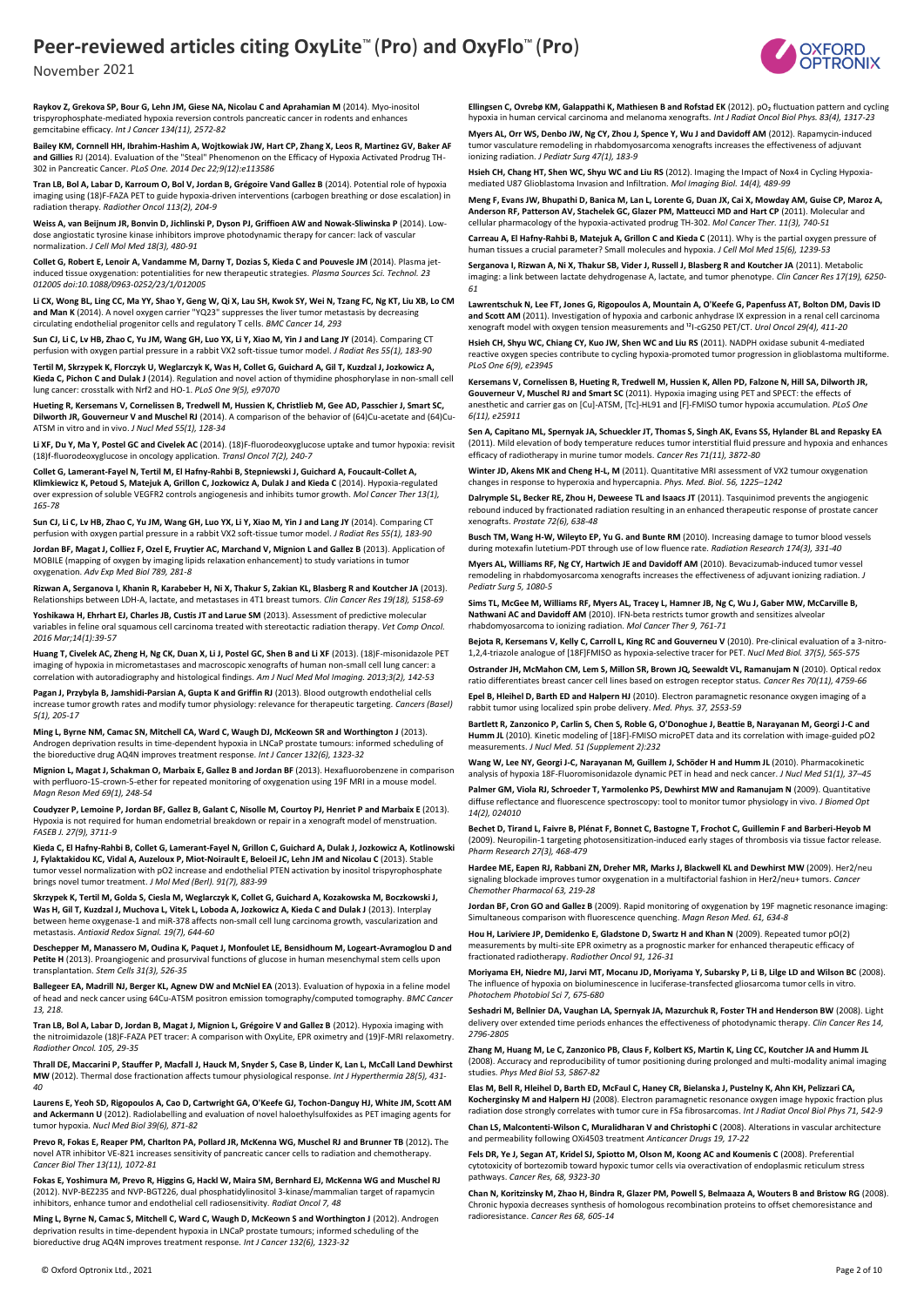**Raykov Z, Grekova SP, Bour G, Lehn JM, Giese NA, Nicolau C and Aprahamian M** (2014). Myo-inositol trispyrophosphate-mediated hypoxia reversion controls pancreatic cancer in rodents and enhances gemcitabine efficacy. *Int J Cancer 134(11), 2572-82*

**Bailey KM, Cornnell HH, Ibrahim-Hashim A, Wojtkowiak JW, Hart CP, Zhang X, Leos R, Martinez GV, Baker AF and Gillies** RJ (2014). Evaluation of the "Steal" Phenomenon on the Efficacy of Hypoxia Activated Prodrug TH-302 in Pancreatic Cancer. *PLoS One. 2014 Dec 22;9(12):e113586*

**Tran LB, Bol A, Labar D, Karroum O, Bol V, Jordan B, Grégoire Vand Gallez B** (2014). Potential role of hypoxia imaging using (18)F-FAZA PET to guide hypoxia-driven interventions (carbogen breathing or dose escalation) in radiation therapy. *Radiother Oncol 113(2), 204-9*

**Weiss A, van Beijnum JR, Bonvin D, Jichlinski P, Dyson PJ, Griffioen AW and Nowak-Sliwinska P** (2014). Low-dose angiostatic tyrosine kinase inhibitors improve photodynamic therapy for cancer: lack of vascular normalization. *J Cell Mol Med 18(3), 480-91*

**Collet G, Robert E, Lenoir A, Vandamme M, Darny T, Dozias S, Kieda C and Pouvesle JM** (2014). Plasma jet-induced tissue oxygenation: potentialities for new therapeutic strategies. *Plasma Sources Sci. Technol. 23 012005 doi:10.1088/0963-0252/23/1/012005*

**Li CX, Wong BL, Ling CC, Ma YY, Shao Y, Geng W, Qi X, Lau SH, Kwok SY, Wei N, Tzang FC, Ng KT, Liu XB, Lo CM and Man K** (2014). A novel oxygen carrier "YQ23" suppresses the liver tumor metastasis by decreasing circulating endothelial progenitor cells and regulatory T cells. *BMC Cancer 14, 293*

**Sun CJ, Li C, Lv HB, Zhao C, Yu JM, Wang GH, Luo YX, Li Y, Xiao M, Yin J and Lang JY** (2014). Comparing CT perfusion with oxygen partial pressure in a rabbit VX2 soft-tissue tumor model. *J Radiat Res 55(1), 183-90*

**Tertil M, Skrzypek K, Florczyk U, Weglarczyk K, Was H, Collet G, Guichard A, Gil T, Kuzdzal J, Jozkowicz A, Kieda C, Pichon C and Dulak J** (2014). Regulation and novel action of thymidine phosphorylase in non-small cell lung cancer: crosstalk with Nrf2 and HO-1. *PLoS One 9(5), e97070*

**Hueting R, Kersemans V, Cornelissen B, Tredwell M, Hussien K, Christlieb M, Gee AD, Passchier J, Smart SC, Dilworth JR, Gouverneur V and Muschel RJ** (2014). A comparison of the behavior of (64)Cu-acetate and (64)Cu-ATSM in vitro and in vivo. *J Nucl Med 55(1), 128-34*

**Li XF, Du Y, Ma Y, Postel GC and Civelek AC** (2014). (18)F-fluorodeoxyglucose uptake and tumor hypoxia: revisit (18)f-fluorodeoxyglucose in oncology application. *Transl Oncol 7(2), 240-7*

**Collet G, Lamerant-Fayel N, Tertil M, El Hafny-Rahbi B, Stepniewski J, Guichard A, Foucault-Collet A, Klimkiewicz K, Petoud S, Matejuk A, Grillon C, Jozkowicz A, Dulak J and Kieda C** (2014). Hypoxia-regulated over expression of soluble VEGFR2 controls angiogenesis and inhibits tumor growth. *Mol Cancer Ther 13(1), 165-78*

**Sun CJ, Li C, Lv HB, Zhao C, Yu JM, Wang GH, Luo YX, Li Y, Xiao M, Yin J and Lang JY** (2014). Comparing CT perfusion with oxygen partial pressure in a rabbit VX2 soft-tissue tumor model. *J Radiat Res 55(1), 183-90*

**Jordan BF, Magat J, Colliez F, Ozel E, Fruytier AC, Marchand V, Mignion L and Gallez B** (2013). Application of MOBILE (mapping of oxygen by imaging lipids relaxation enhancement) to study variations in tumor oxygenation. *Adv Exp Med Biol 789, 281-8*

**Rizwan A, Serganova I, Khanin R, Karabeber H, Ni X, Thakur S, Zakian KL, Blasberg R and Koutcher JA** (2013). Relationships between LDH-A, lactate, and metastases in 4T1 breast tumors. *Clin Cancer Res 19(18), 5158-69*

**Yoshikawa H, Ehrhart EJ, Charles JB, Custis JT and Larue SM** (2013). Assessment of predictive molecular variables in feline oral squamous cell carcinoma treated with stereotactic radiation therapy. *Vet Comp Oncol. 2016 Mar;14(1):39-57*

**Huang T, Civelek AC, Zheng H, Ng CK, Duan X, Li J, Postel GC, Shen B and Li XF** (2013). (18)F-misonidazole PET imaging of hypoxia in micrometastases and macroscopic xenografts of human non-small cell lung cancer: a correlation with autoradiography and histological findings. *Am J Nucl Med Mol Imaging. 2013;3(2), 142-53*

**Pagan J, Przybyla B, Jamshidi-Parsian A, Gupta K and Griffin RJ** (2013). Blood outgrowth endothelial cells increase tumor growth rates and modify tumor physiology: relevance for therapeutic targeting. *Cancers (Basel) 5(1), 205-17*

**Ming L, Byrne NM, Camac SN, Mitchell CA, Ward C, Waugh DJ, McKeown SR and Worthington J** (2013). Androgen deprivation results in time-dependent hypoxia in LNCaP prostate tumours: informed scheduling of the bioreductive drug AQ4N improves treatment response. *Int J Cancer 132(6), 1323-32*

**Mignion L, Magat J, Schakman O, Marbaix E, Gallez B and Jordan BF** (2013). Hexafluorobenzene in comparison with perfluoro-15-crown-5-ether for repeated monitoring of oxygenation using 19F MRI in a mouse model. *Magn Reson Med 69(1), 248-54*

**Coudyzer P, Lemoine P, Jordan BF, Gallez B, Galant C, Nisolle M, Courtoy PJ, Henriet P and Marbaix E** (2013). Hypoxia is not required for human endometrial breakdown or repair in a xenograft model of menstruation. *FASEB J. 27(9), 3711-9*

**Kieda C, El Hafny-Rahbi B, Collet G, Lamerant-Fayel N, Grillon C, Guichard A, Dulak J, Jozkowicz A, Kotlinowski J, Fylaktakidou KC, Vidal A, Auzeloux P, Miot-Noirault E, Beloeil JC, Lehn JM and Nicolau C** (2013). Stable tumor vessel normalization with pO2 increase and endothelial PTEN activation by inositol trispyrophosphate brings novel tumor treatment. *J Mol Med (Berl). 91(7), 883-99*

**Skrzypek K, Tertil M, Golda S, Ciesla M, Weglarczyk K, Collet G, Guichard A, Kozakowska M, Boczkowski J, Was H, Gil T, Kuzdzal J, Muchova L, Vitek L, Loboda A, Jozkowicz A, Kieda C and Dulak J** (2013). Interplay between heme oxygenase-1 and miR-378 affects non-small cell lung carcinoma growth, vascularization and metastasis. *Antioxid Redox Signal. 19(7), 644-60*

**Deschepper M, Manassero M, Oudina K, Paquet J, Monfoulet LE, Bensidhoum M, Logeart-Avramoglou D and Petite H** (2013). Proangiogenic and prosurvival functions of glucose in human mesenchymal stem cells upon transplantation. *Stem Cells 31(3), 526-35*

**Ballegeer EA, Madrill NJ, Berger KL, Agnew DW and McNiel EA** (2013). Evaluation of hypoxia in a feline model of head and neck cancer using 64Cu-ATSM positron emission tomography/computed tomography. *BMC Cancer 13, 218.*

**Tran LB, Bol A, Labar D, Jordan B, Magat J, Mignion L, Grégoire V and Gallez B** (2012). Hypoxia imaging with the nitroimidazole (18)F-FAZA PET tracer: A comparison with OxyLite, EPR oximetry and (19)F-MRI relaxometry. *Radiother Oncol. 105, 29-35*

**Thrall DE, Maccarini P, Stauffer P, Macfall J, Hauck M, Snyder S, Case B, Linder K, Lan L, McCall Land Dewhirst MW** (2012). Thermal dose fractionation affects tumour physiological response. *Int J Hyperthermia 28(5), 431-40*

**Laurens E, Yeoh SD, Rigopoulos A, Cao D, Cartwright GA, O'Keefe GJ, Tochon-Danguy HJ, White JM, Scott AM and Ackermann U** (2012). Radiolabelling and evaluation of novel haloethylsulfoxides as PET imaging agents for tumor hypoxia. *Nucl Med Biol 39(6), 871-82*

**Prevo R, Fokas E, Reaper PM, Charlton PA, Pollard JR, McKenna WG, Muschel RJ and Brunner TB** (2012)**.** The novel ATR inhibitor VE-821 increases sensitivity of pancreatic cancer cells to radiation and chemotherapy. *Cancer Biol Ther 13(11), 1072-81*

**Fokas E, Yoshimura M, Prevo R, Higgins G, Hackl W, Maira SM, Bernhard EJ, McKenna WG and Muschel RJ** (2012). NVP-BEZ235 and NVP-BGT226, dual phosphatidylinositol 3-kinase/mammalian target of rapamycin inhibitors, enhance tumor and endothelial cell radiosensitivity. *Radiat Oncol 7, 48*

**Ming L, Byrne N, Camac S, Mitchell C, Ward C, Waugh D, McKeown S and Worthington J** (2012). Androgen deprivation results in time-dependent hypoxia in LNCaP prostate tumours; informed scheduling of the bioreductive drug AQ4N improves treatment response. *Int J Cancer 132(6), 1323-32*

**Ellingsen C, Ovrebø KM, Galappathi K, Mathiesen B and Rofstad EK** (2012). $pO_2$ fluctuation pattern and cycling hypoxia in human cervical carcinoma and melanoma xenografts. *Int J Radiat Oncol Biol Phys. 83(4), 1317-23*

**Myers AL, Orr WS, Denbo JW, Ng CY, Zhou J, Spence Y, Wu J and Davidoff AM** (2012). Rapamycin-induced tumor vasculature remodeling in rhabdomyosarcoma xenografts increases the effectiveness of adjuvant ionizing radiation. *J Pediatr Surg 47(1), 183-9*

**Hsieh CH, Chang HT, Shen WC, Shyu WC and Liu RS** (2012). Imaging the Impact of Nox4 in Cycling Hypoxia-mediated U87 Glioblastoma Invasion and Infiltration. *Mol Imaging Biol. 14(4), 489-99*

**Meng F, Evans JW, Bhupathi D, Banica M, Lan L, Lorente G, Duan JX, Cai X, Mowday AM, Guise CP, Maroz A, Anderson RF, Patterson AV, Stachelek GC, Glazer PM, Matteucci MD and Hart CP** (2011). Molecular and cellular pharmacology of the hypoxia-activated prodrug TH-302. *Mol Cancer Ther. 11(3), 740-51*

**Carreau A, El Hafny-Rahbi B, Matejuk A, Grillon C and Kieda C** (2011). Why is the partial oxygen pressure of human tissues a crucial parameter? Small molecules and hypoxia. *J Cell Mol Med 15(6), 1239-53*

**Serganova I, Rizwan A, Ni X, Thakur SB, Vider J, Russell J, Blasberg R and Koutcher JA** (2011). Metabolic imaging: a link between lactate dehydrogenase A, lactate, and tumor phenotype. *Clin Cancer Res 17(19), 6250-61*

**Lawrentschuk N, Lee FT, Jones G, Rigopoulos A, Mountain A, O'Keefe G, Papenfuss AT, Bolton DM, Davis ID and Scott AM** (2011). Investigation of hypoxia and carbonic anhydrase IX expression in a renal cell carcinoma xenograft model with oxygen tension measurements and ¹²⁴I-cG250 PET/CT. *Urol Oncol 29(4), 411-20*

**Hsieh CH, Shyu WC, Chiang CY, Kuo JW, Shen WC and Liu RS** (2011). NADPH oxidase subunit 4-mediated reactive oxygen species contribute to cycling hypoxia-promoted tumor progression in glioblastoma multiforme. *PLoS One 6(9), e23945*

**Kersemans V, Cornelissen B, Hueting R, Tredwell M, Hussien K, Allen PD, Falzone N, Hill SA, Dilworth JR, Gouverneur V, Muschel RJ and Smart SC** (2011). Hypoxia imaging using PET and SPECT: the effects of anesthetic and carrier gas on [Cu]-ATSM, [Tc]-HL91 and [F]-FMISO tumor hypoxia accumulation. *PLoS One 6(11), e25911*

**Sen A, Capitano ML, Spernyak JA, Schueckler JT, Thomas S, Singh AK, Evans SS, Hylander BL and Repasky EA** (2011). Mild elevation of body temperature reduces tumor interstitial fluid pressure and hypoxia and enhances efficacy of radiotherapy in murine tumor models. *Cancer Res 71(11), 3872-80*

**Winter JD, Akens MK and Cheng H-L, M** (2011). Quantitative MRI assessment of VX2 tumour oxygenation changes in response to hyperoxia and hypercapnia. *Phys. Med. Biol. 56, 1225–1242*

**Dalrymple SL, Becker RE, Zhou H, Deweese TL and Isaacs JT** (2011). Tasquinimod prevents the angiogenic rebound induced by fractionated radiation resulting in an enhanced therapeutic response of prostate cancer xenografts. *Prostate 72(6), 638-48*

**Busch TM, Wang H-W, Wileyto EP, Yu G. and Bunte RM** (2010). Increasing damage to tumor blood vessels during motexafin lutetium-PDT through use of low fluence rate. *Radiation Research 174(3), 331-40*

**Myers AL, Williams RF, Ng CY, Hartwich JE and Davidoff AM** (2010). Bevacizumab-induced tumor vessel remodeling in rhabdomyosarcoma xenografts increases the effectiveness of adjuvant ionizing radiation. *J Pediatr Surg 5, 1080-5*

**Sims TL, McGee M, Williams RF, Myers AL, Tracey L, Hamner JB, Ng C, Wu J, Gaber MW, McCarville B, Nathwani AC and Davidoff AM** (2010). IFN-beta restricts tumor growth and sensitizes alveolar rhabdomyosarcoma to ionizing radiation. *Mol Cancer Ther 9, 761-71*

**Bejota R, Kersemans V, Kelly C, Carroll L, King RC and Gouverneu V** (2010). Pre-clinical evaluation of a 3-nitro-1,2,4-triazole analogue of [18F]FMISO as hypoxia-selective tracer for PET. *Nucl Med Biol. 37(5), 565-575*

**Ostrander JH, McMahon CM, Lem S, Millon SR, Brown JQ, Seewaldt VL, Ramanujam N** (2010). Optical redox ratio differentiates breast cancer cell lines based on estrogen receptor status. *Cancer Res 70(11), 4759-66*

**Epel B, Hleihel D, Barth ED and Halpern HJ** (2010). Electron paramagnetic resonance oxygen imaging of a rabbit tumor using localized spin probe delivery. *Med. Phys. 37, 2553-59*

**Bartlett R, Zanzonico P, Carlin S, Chen S, Roble G, O'Donoghue J, Beattie B, Narayanan M, Georgi J-C and Humm JL** (2010). Kinetic modeling of [18F]-FMISO microPET data and its correlation with image-guided pO2 measurements. *J Nucl Med. 51 (Supplement 2):232*

**Wang W, Lee NY, Georgi J-C, Narayanan M, Guillem J, Schöder H and Humm JL** (2010). Pharmacokinetic analysis of hypoxia 18F-Fluoromisonidazole dynamic PET in head and neck cancer. *J Nucl Med 51(1), 37–45*

**Palmer GM, Viola RJ, Schroeder T, Yarmolenko PS, Dewhirst MW and Ramanujam N** (2009). Quantitative diffuse reflectance and fluorescence spectroscopy: tool to monitor tumor physiology in vivo. *J Biomed Opt 14(2), 024010*

**Bechet D, Tirand L, Faivre B, Plénat F, Bonnet C, Bastogne T, Frochot C, Guillemin F and Barberi-Heyob M** (2009). Neuropilin-1 targeting photosensitization-induced early stages of thrombosis via tissue factor release. *Pharm Research 27(3), 468-479*

**Hardee ME, Eapen RJ, Rabbani ZN, Dreher MR, Marks J, Blackwell KL and Dewhirst MW** (2009). Her2/neu signaling blockade improves tumor oxygenation in a multifactorial fashion in Her2/neu+ tumors. *Cancer Chemother Pharmacol 63, 219-28*

**Jordan BF, Cron GO and Gallez B** (2009). Rapid monitoring of oxygenation by 19F magnetic resonance imaging: Simultaneous comparison with fluorescence quenching. *Magn Reson Med. 61, 634-8*

**Hou H, Lariviere JP, Demidenko E, Gladstone D, Swartz H and Khan N** (2009). Repeated tumor pO(2) measurements by multi-site EPR oximetry as a prognostic marker for enhanced therapeutic efficacy of fractionated radiotherapy. *Radiother Oncol 91, 126-31*

**Moriyama EH, Niedre MJ, Jarvi MT, Mocanu JD, Moriyama Y, Subarsky P, Li B, Lilge LD and Wilson BC** (2008). The influence of hypoxia on bioluminescence in luciferase-transfected gliosarcoma tumor cells in vitro. *Photochem Photobiol Sci 7, 675-680*

**Seshadri M, Bellnier DA, Vaughan LA, Spernyak JA, Mazurchuk R, Foster TH and Henderson BW** (2008). Light delivery over extended time periods enhances the effectiveness of photodynamic therapy. *Clin Cancer Res 14, 2796-2805*

**Zhang M, Huang M, Le C, Zanzonico PB, Claus F, Kolbert KS, Martin K, Ling CC, Koutcher JA and Humm JL** (2008). Accuracy and reproducibility of tumor positioning during prolonged and multi-modality animal imaging studies. *Phys Med Biol 53, 5867-82*

**Elas M, Bell R, Hleihel D, Barth ED, McFaul C, Haney CR, Bielanska J, Pustelny K, Ahn KH, Pelizzari CA, Kocherginsky M and Halpern HJ** (2008). Electron paramagnetic resonance oxygen image hypoxic fraction plus radiation dose strongly correlates with tumor cure in FSa fibrosarcomas. *Int J Radiat Oncol Biol Phys 71, 542-9*

**Chan LS, Malcontenti-Wilson C, Muralidharan V and Christophi C** (2008). Alterations in vascular architecture and permeability following OXi4503 treatment *Anticancer Drugs 19, 17-22*

**Fels DR, Ye J, Segan AT, Kridel SJ, Spiotto M, Olson M, Koong AC and Koumenis C** (2008). Preferential cytotoxicity of bortezomib toward hypoxic tumor cells via overactivation of endoplasmic reticulum stress pathways. *Cancer Res, 68, 9323-30*

**Chan N, Koritzinsky M, Zhao H, Bindra R, Glazer PM, Powell S, Belmaaza A, Wouters B and Bristow RG** (2008). Chronic hypoxia decreases synthesis of homologous recombination proteins to offset chemoresistance and radioresistance. *Cancer Res 68, 605-14*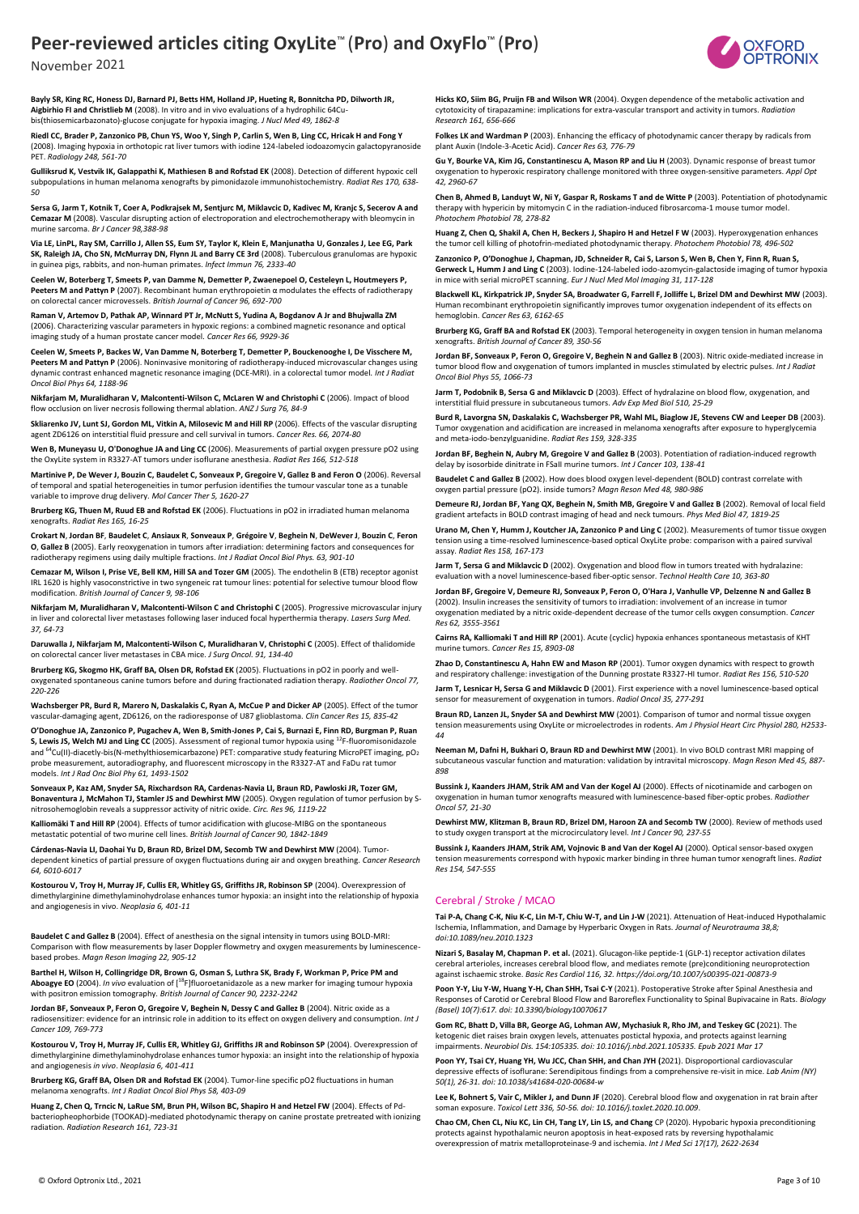**Bayly SR, King RC, Honess DJ, Barnard PJ, Betts HM, Holland JP, Hueting R, Bonnitcha PD, Dilworth JR, Aigbirhio FI and Christlieb M** (2008). In vitro and in vivo evaluations of a hydrophilic 64Cu-bis(thiosemicarbazonato)-glucose conjugate for hypoxia imaging. *J Nucl Med 49, 1862-8*

**Riedl CC, Brader P, Zanzonico PB, Chun YS, Woo Y, Singh P, Carlin S, Wen B, Ling CC, Hricak H and Fong Y** (2008). Imaging hypoxia in orthotopic rat liver tumors with iodine 124-labeled iodoazomycin galactopyranoside PET. *Radiology 248, 561-70*

**Gulliksrud K, Vestvik IK, Galappathi K, Mathiesen B and Rofstad EK** (2008). Detection of different hypoxic cell subpopulations in human melanoma xenografts by pimonidazole immunohistochemistry. *Radiat Res 170, 638-50*

**Sersa G, Jarm T, Kotnik T, Coer A, Podkrajsek M, Sentjurc M, Miklavcic D, Kadivec M, Kranjc S, Secerov A and Cemazar M** (2008). Vascular disrupting action of electroporation and electrochemotherapy with bleomycin in murine sarcoma. *Br J Cancer 98,388-98*

**Via LE, LinPL, Ray SM, Carrillo J, Allen SS, Eum SY, Taylor K, Klein E, Manjunatha U, Gonzales J, Lee EG, Park SK, Raleigh JA, Cho SN, McMurray DN, Flynn JL and Barry CE 3rd** (2008). Tuberculous granulomas are hypoxic in guinea pigs, rabbits, and non-human primates. *Infect Immun 76, 2333-40*

**Ceelen W, Boterberg T, Smeets P, van Damme N, Demetter P, Zwaenepoel O, Cesteleyn L, Houtmeyers P, Peeters M and Pattyn P** (2007). Recombinant human erythropoietin α modulates the effects of radiotherapy on colorectal cancer microvessels. *British Journal of Cancer 96, 692-700*

**Raman V, Artemov D, Pathak AP, Winnard PT Jr, McNutt S, Yudina A, Bogdanov A Jr and Bhujwalla ZM** (2006). Characterizing vascular parameters in hypoxic regions: a combined magnetic resonance and optical imaging study of a human prostate cancer model. *Cancer Res 66, 9929-36*

**Ceelen W, Smeets P, Backes W, Van Damme N, Boterberg T, Demetter P, Bouckenooghe I, De Visschere M, Peeters M and Pattyn P** (2006). Noninvasive monitoring of radiotherapy-induced microvascular changes using dynamic contrast enhanced magnetic resonance imaging (DCE-MRI). in a colorectal tumor model. *Int J Radiat Oncol Biol Phys 64, 1188-96*

**Nikfarjam M, Muralidharan V, Malcontenti-Wilson C, McLaren W and Christophi C** (2006). Impact of blood flow occlusion on liver necrosis following thermal ablation. *ANZ J Surg 76, 84-9*

**Skliarenko JV, Lunt SJ, Gordon ML, Vitkin A, Milosevic M and Hill RP** (2006). Effects of the vascular disrupting agent ZD6126 on interstitial fluid pressure and cell survival in tumors. *Cancer Res. 66, 2074-80*

**Wen B, Muneyasu U, O'Donoghue JA and Ling CC** (2006). Measurements of partial oxygen pressure pO2 using the OxyLite system in R3327-AT tumors under isoflurane anesthesia. *Radiat Res 166, 512-518*

**Martinive P, De Wever J, Bouzin C, Baudelet C, Sonveaux P, Gregoire V, Gallez B and Feron O** (2006). Reversal of temporal and spatial heterogeneities in tumor perfusion identifies the tumour vascular tone as a tunable variable to improve drug delivery. *Mol Cancer Ther 5, 1620-27*

**Brurberg KG, Thuen M, Ruud EB and Rofstad EK** (2006). Fluctuations in pO2 in irradiated human melanoma xenografts. *Radiat Res 165, 16-25*

**Crokart N**, **Jordan BF**, **Baudelet C**, **Ansiaux R**, **Sonveaux P**, **Grégoire V**, **Beghein N**, **DeWever J**, **Bouzin C**, **Feron O**, **Gallez B** (2005). Early reoxygenation in tumors after irradiation: determining factors and consequences for radiotherapy regimens using daily multiple fractions. *Int J Radiat Oncol Biol Phys. 63, 901-10*

**Cemazar M, Wilson I, Prise VE, Bell KM, Hill SA and Tozer GM** (2005). The endothelin B (ETB) receptor agonist IRL 1620 is highly vasoconstrictive in two syngeneic rat tumour lines: potential for selective tumour blood flow modification. *British Journal of Cancer 9, 98-106*

**Nikfarjam M, Muralidharan V, Malcontenti-Wilson C and Christophi C** (2005). Progressive microvascular injury in liver and colorectal liver metastases following laser induced focal hyperthermia therapy. *Lasers Surg Med. 37, 64-73*

**Daruwalla J, Nikfarjam M, Malcontenti-Wilson C, Muralidharan V, Christophi C** (2005). Effect of thalidomide on colorectal cancer liver metastases in CBA mice. *J Surg Oncol. 91, 134-40*

**Brurberg KG, Skogmo HK, Graff BA, Olsen DR, Rofstad EK** (2005). Fluctuations in pO2 in poorly and well-oxygenated spontaneous canine tumors before and during fractionated radiation therapy. *Radiother Oncol 77, 220-226*

**Wachsberger PR, Burd R, Marero N, Daskalakis C, Ryan A, McCue P and Dicker AP** (2005). Effect of the tumor vascular-damaging agent, ZD6126, on the radioresponse of U87 glioblastoma. *Clin Cancer Res 15, 835-42*

**O'Donoghue JA, Zanzonico P, Pugachev A, Wen B, Smith-Jones P, Cai S, Burnazi E, Finn RD, Burgman P, Ruan S, Lewis JS, Welch MJ and Ling CC** (2005). Assessment of regional tumor hypoxia using [18]F-fluoromisonidazole and [64]Cu(II)-diacetly-bis(N-methylthiosemicarbazone) PET: comparative study featuring MicroPET imaging, pO2 probe measurement, autoradiography, and fluorescent microscopy in the R3327-AT and FaDu rat tumor models. *Int J Rad Onc Biol Phy 61, 1493-1502*

**Sonveaux P, Kaz AM, Snyder SA, Rixchardson RA, Cardenas-Navia LI, Braun RD, Pawloski JR, Tozer GM, Bonaventura J, McMahon TJ, Stamler JS and Dewhirst MW** (2005). Oxygen regulation of tumor perfusion by S-nitrosohemoglobin reveals a suppressor activity of nitric oxide. *Circ. Res 96, 1119-22*

**Kalliomäki T and Hill RP** (2004). Effects of tumor acidification with glucose-MIBG on the spontaneous metastatic potential of two murine cell lines. *British Journal of Cancer 90, 1842-1849*

**Cárdenas-Navia LI, Daohai Yu D, Braun RD, Brizel DM, Secomb TW and Dewhirst MW** (2004). Tumor-dependent kinetics of partial pressure of oxygen fluctuations during air and oxygen breathing. *Cancer Research 64, 6010-6017*

**Kostourou V, Troy H, Murray JF, Cullis ER, Whitley GS, Griffiths JR, Robinson SP** (2004). Overexpression of dimethylarginine dimethylaminohydrolase enhances tumor hypoxia: an insight into the relationship of hypoxia and angiogenesis in vivo. *Neoplasia 6, 401-11*

**Baudelet C and Gallez B** (2004). Effect of anesthesia on the signal intensity in tumors using BOLD-MRI: Comparison with flow measurements by laser Doppler flowmetry and oxygen measurements by luminescence-based probes. *Magn Reson Imaging 22, 905-12*

**Barthel H, Wilson H, Collingridge DR, Brown G, Osman S, Luthra SK, Brady F, Workman P, Price PM and Aboagye EO** (2004). *In vivo* evaluation of [[18]F]fluoroetanidazole as a new marker for imaging tumour hypoxia with positron emission tomography. *British Journal of Cancer 90, 2232-2242*

**Jordan BF, Sonveaux P, Feron O, Gregoire V, Beghein N, Dessy C and Gallez B** (2004). Nitric oxide as a radiosensitizer: evidence for an intrinsic role in addition to its effect on oxygen delivery and consumption. *Int J Cancer 109, 769-773*

**Kostourou V, Troy H, Murray JF, Cullis ER, Whitley GJ, Griffiths JR and Robinson SP** (2004). Overexpression of dimethylarginine dimethylaminohydrolase enhances tumor hypoxia: an insight into the relationship of hypoxia and angiogenesis *in vivo*. *Neoplasia 6, 401-411*

**Brurberg KG, Graff BA, Olsen DR and Rofstad EK** (2004). Tumor-line specific pO2 fluctuations in human melanoma xenografts. *Int J Radiat Oncol Biol Phys 58, 403-09*

**Huang Z, Chen Q, Trncic N, LaRue SM, Brun PH, Wilson BC, Shapiro H and Hetzel FW** (2004). Effects of Pd-bacteriopheophorbide (TOOKAD)-mediated photodynamic therapy on canine prostate pretreated with ionizing radiation. *Radiation Research 161, 723-31*

**Hicks KO, Siim BG, Pruijn FB and Wilson WR** (2004). Oxygen dependence of the metabolic activation and cytotoxicity of tirapazamine: implications for extra-vascular transport and activity in tumors. *Radiation Research 161, 656-666*

**Folkes LK and Wardman P** (2003). Enhancing the efficacy of photodynamic cancer therapy by radicals from plant Auxin (Indole-3-Acetic Acid). *Cancer Res 63, 776-79*

**Gu Y, Bourke VA, Kim JG, Constantinescu A, Mason RP and Liu H** (2003). Dynamic response of breast tumor oxygenation to hyperoxic respiratory challenge monitored with three oxygen-sensitive parameters. *Appl Opt 42, 2960-67*

**Chen B, Ahmed B, Landuyt W, Ni Y, Gaspar R, Roskams T and de Witte P** (2003). Potentiation of photodynamic therapy with hypericin by mitomycin C in the radiation-induced fibrosarcoma-1 mouse tumor model. *Photochem Photobiol 78, 278-82*

**Huang Z, Chen Q, Shakil A, Chen H, Beckers J, Shapiro H and Hetzel F W** (2003). Hyperoxygenation enhances the tumor cell killing of photofrin-mediated photodynamic therapy. *Photochem Photobiol 78, 496-502*

**Zanzonico P, O'Donoghue J, Chapman, JD, Schneider R, Cai S, Larson S, Wen B, Chen Y, Finn R, Ruan S, Gerweck L, Humm J and Ling C** (2003). Iodine-124-labeled iodo-azomycin-galactoside imaging of tumor hypoxia in mice with serial microPET scanning. *Eur J Nucl Med Mol Imaging 31, 117-128*

**Blackwell KL, Kirkpatrick JP, Snyder SA, Broadwater G, Farrell F, Jolliffe L, Brizel DM and Dewhirst MW** (2003). Human recombinant erythropoietin significantly improves tumor oxygenation independent of its effects on hemoglobin. *Cancer Res 63, 6162-65*

**Brurberg KG, Graff BA and Rofstad EK** (2003). Temporal heterogeneity in oxygen tension in human melanoma xenografts. *British Journal of Cancer 89, 350-56*

**Jordan BF, Sonveaux P, Feron O, Gregoire V, Beghein N and Gallez B** (2003). Nitric oxide-mediated increase in tumor blood flow and oxygenation of tumors implanted in muscles stimulated by electric pulses. *Int J Radiat Oncol Biol Phys 55, 1066-73*

**Jarm T, Podobnik B, Sersa G and Miklavcic D** (2003). Effect of hydralazine on blood flow, oxygenation, and interstitial fluid pressure in subcutaneous tumors. *Adv Exp Med Biol 510, 25-29*

**Burd R, Lavorgna SN, Daskalakis C, Wachsberger PR, Wahl ML, Biaglow JE, Stevens CW and Leeper DB** (2003). Tumor oxygenation and acidification are increased in melanoma xenografts after exposure to hyperglycemia and meta-iodo-benzylguanidine. *Radiat Res 159, 328-335*

**Jordan BF, Beghein N, Aubry M, Gregoire V and Gallez B** (2003). Potentiation of radiation-induced regrowth delay by isosorbide dinitrate in FSaII murine tumors. *Int J Cancer 103, 138-41*

**Baudelet C and Gallez B** (2002). How does blood oxygen level-dependent (BOLD) contrast correlate with oxygen partial pressure (pO2). inside tumors? *Magn Reson Med 48, 980-986*

**Demeure RJ, Jordan BF, Yang QX, Beghein N, Smith MB, Gregoire V and Gallez B** (2002). Removal of local field gradient artefacts in BOLD contrast imaging of head and neck tumours. *Phys Med Biol 47, 1819-25*

**Urano M, Chen Y, Humm J, Koutcher JA, Zanzonico P and Ling C** (2002). Measurements of tumor tissue oxygen tension using a time-resolved luminescence-based optical OxyLite probe: comparison with a paired survival assay. *Radiat Res 158, 167-173*

**Jarm T, Sersa G and Miklavcic D** (2002). Oxygenation and blood flow in tumors treated with hydralazine: evaluation with a novel luminescence-based fiber-optic sensor. *Technol Health Care 10, 363-80*

**Jordan BF, Gregoire V, Demeure RJ, Sonveaux P, Feron O, O'Hara J, Vanhulle VP, Delzenne N and Gallez B** (2002). Insulin increases the sensitivity of tumors to irradiation: involvement of an increase in tumor oxygenation mediated by a nitric oxide-dependent decrease of the tumor cells oxygen consumption. *Cancer Res 62, 3555-3561*

**Cairns RA, Kalliomaki T and Hill RP** (2001). Acute (cyclic) hypoxia enhances spontaneous metastasis of KHT murine tumors. *Cancer Res 15, 8903-08*

**Zhao D, Constantinescu A, Hahn EW and Mason RP** (2001). Tumor oxygen dynamics with respect to growth and respiratory challenge: investigation of the Dunning prostate R3327-HI tumor. *Radiat Res 156, 510-520*

**Jarm T, Lesnicar H, Sersa G and Miklavcic D** (2001). First experience with a novel luminescence-based optical sensor for measurement of oxygenation in tumors. *Radiol Oncol 35, 277-291*

**Braun RD, Lanzen JL, Snyder SA and Dewhirst MW** (2001). Comparison of tumor and normal tissue oxygen tension measurements using OxyLite or microelectrodes in rodents. *Am J Physiol Heart Circ Physiol 280, H2533-44*

**Neeman M, Dafni H, Bukhari O, Braun RD and Dewhirst MW** (2001). In vivo BOLD contrast MRI mapping of subcutaneous vascular function and maturation: validation by intravital microscopy. *Magn Reson Med 45, 887-898*

**Bussink J, Kaanders JHAM, Strik AM and Van der Kogel AJ** (2000). Effects of nicotinamide and carbogen on oxygenation in human tumor xenografts measured with luminescence-based fiber-optic probes. *Radiother Oncol 57, 21-30*

**Dewhirst MW, Klitzman B, Braun RD, Brizel DM, Haroon ZA and Secomb TW** (2000). Review of methods used to study oxygen transport at the microcirculatory level. *Int J Cancer 90, 237-55*

**Bussink J, Kaanders JHAM, Strik AM, Vojnovic B and Van der Kogel AJ** (2000). Optical sensor-based oxygen tension measurements correspond with hypoxic marker binding in three human tumor xenograft lines. *Radiat Res 154, 547-555*

## Cerebral / Stroke / MCAO

**Tai P-A, Chang C-K, Niu K-C, Lin M-T, Chiu W-T, and Lin J-W** (2021). Attenuation of Heat-induced Hypothalamic Ischemia, Inflammation, and Damage by Hyperbaric Oxygen in Rats. *Journal of Neurotrauma 38,8; doi:10.1089/neu.2010.1323*

**Nizari S, Basalay M, Chapman P. et al.** (2021). Glucagon-like peptide-1 (GLP-1) receptor activation dilates cerebral arterioles, increases cerebral blood flow, and mediates remote (pre)conditioning neuroprotection against ischaemic stroke. *Basic Res Cardiol 116, 32. https://doi.org/10.1007/s00395-021-00873-9*

**Poon Y-Y, Liu Y-W, Huang Y-H, Chan SHH, Tsai C-Y** (2021). Postoperative Stroke after Spinal Anesthesia and Responses of Carotid or Cerebral Blood Flow and Baroreflex Functionality to Spinal Bupivacaine in Rats. *Biology (Basel) 10(7):617. doi: 10.3390/biology10070617*

**Gom RC, Bhatt D, Villa BR, George AG, Lohman AW, Mychasiuk R, Rho JM, and Teskey GC (**2021). The ketogenic diet raises brain oxygen levels, attenuates postictal hypoxia, and protects against learning impairments. *Neurobiol Dis. 154:105335. doi: 10.1016/j.nbd.2021.105335. Epub 2021 Mar 17*

**Poon YY, Tsai CY, Huang YH, Wu JCC, Chan SHH, and Chan JYH (**2021). Disproportional cardiovascular depressive effects of isoflurane: Serendipitous findings from a comprehensive re-visit in mice. *Lab Anim (NY) 50(1), 26-31. doi: 10.1038/s41684-020-00684-w*

**Lee K, Bohnert S, Vair C, Mikler J, and Dunn JF** (2020). Cerebral blood flow and oxygenation in rat brain after soman exposure. *Toxicol Lett 336, 50-56. doi: 10.1016/j.toxlet.2020.10.009*.

**Chao CM, Chen CL, Niu KC, Lin CH, Tang LY, Lin LS, and Chang** CP (2020). Hypobaric hypoxia preconditioning protects against hypothalamic neuron apoptosis in heat-exposed rats by reversing hypothalamic overexpression of matrix metalloproteinase-9 and ischemia. *Int J Med Sci 17(17), 2622-2634*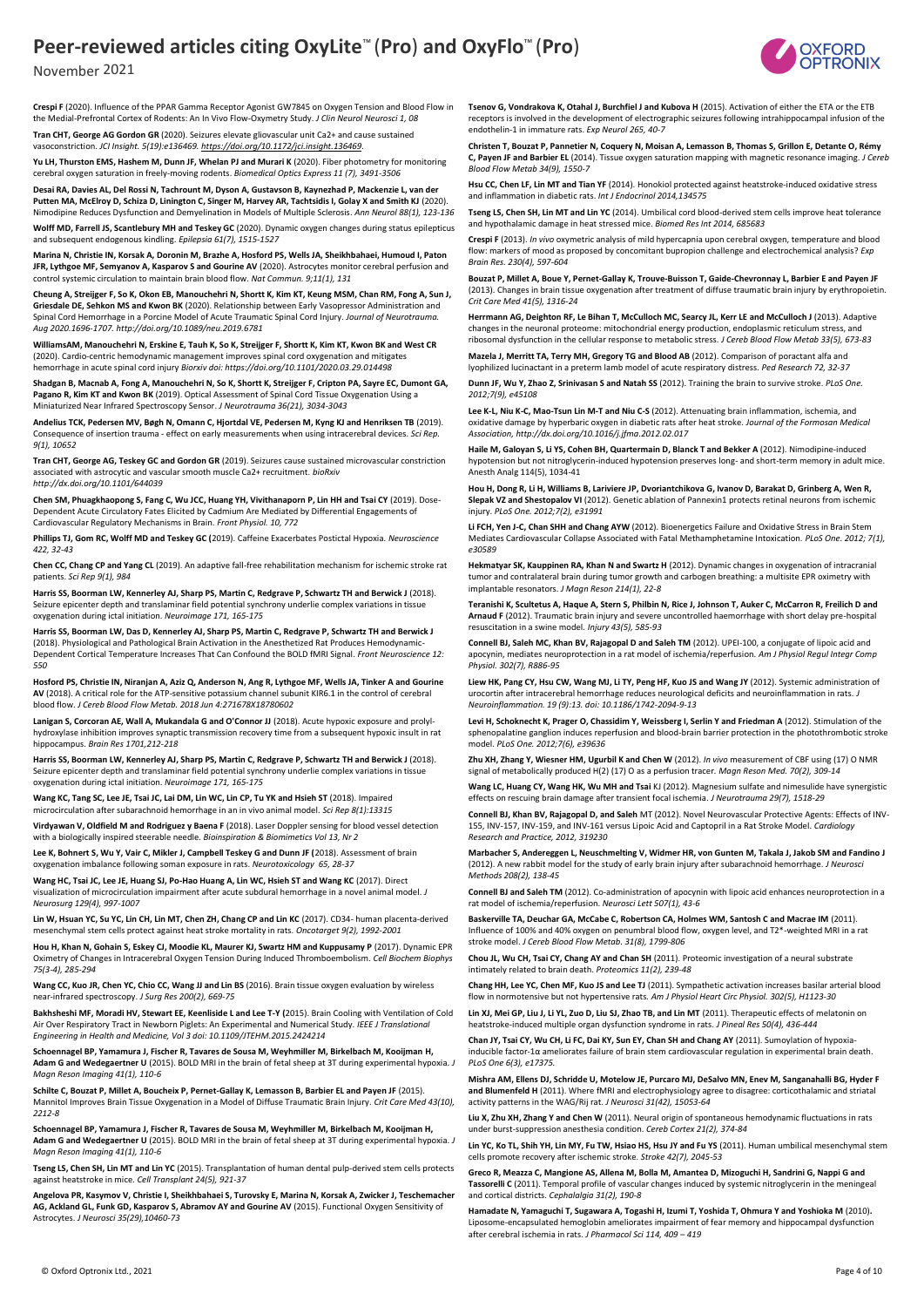# Peer-reviewed articles citing OxyLite™ (Pro) and OxyFlo™ (Pro)

November 2021

**Crespi F** (2020). Influence of the PPAR Gamma Receptor Agonist GW7845 on Oxygen Tension and Blood Flow in the Medial-Prefrontal Cortex of Rodents: An In Vivo Flow-Oxymetry Study. *J Clin Neurol Neurosci 1, 08*

**Tran CHT, George AG Gordon GR** (2020). Seizures elevate gliovascular unit Ca2+ and cause sustained vasoconstriction. *JCI Insight. 5(19):e136469. https://doi.org/10.1172/jci.insight.136469.*

**Yu LH, Thurston EMS, Hashem M, Dunn JF, Whelan PJ and Murari K** (2020). Fiber photometry for monitoring cerebral oxygen saturation in freely-moving rodents. *Biomedical Optics Express 11 (7), 3491-3506*

**Desai RA, Davies AL, Del Rossi N, Tachrount M, Dyson A, Gustavson B, Kaynezhad P, Mackenzie L, van der Putten MA, McElroy D, Schiza D, Linington C, Singer M, Harvey AR, Tachtsidis I, Golay X and Smith KJ** (2020). Nimodipine Reduces Dysfunction and Demyelination in Models of Multiple Sclerosis. *Ann Neurol 88(1), 123-136*

**Wolff MD, Farrell JS, Scantlebury MH and Teskey GC** (2020). Dynamic oxygen changes during status epilepticus and subsequent endogenous kindling. *Epilepsia 61(7), 1515-1527*

**Marina N, Christie IN, Korsak A, Doronin M, Brazhe A, Hosford PS, Wells JA, Sheikhbahaei, Humoud I, Paton JFR, Lythgoe MF, Semyanov A, Kasparov S and Gourine AV** (2020). Astrocytes monitor cerebral perfusion and control systemic circulation to maintain brain blood flow. *Nat Commun. 9;11(1), 131*

**Cheung A, Streijger F, So K, Okon EB, Manouchehri N, Shortt K, Kim KT, Keung MSM, Chan RM, Fong A, Sun J, Griesdale DE, Sehkon MS and Kwon BK** (2020). Relationship between Early Vasopressor Administration and Spinal Cord Hemorrhage in a Porcine Model of Acute Traumatic Spinal Cord Injury. *Journal of Neurotrauma. Aug 2020.1696-1707. http://doi.org/10.1089/neu.2019.6781*

**WilliamsAM, Manouchehri N, Erskine E, Tauh K, So K, Streijger F, Shortt K, Kim KT, Kwon BK and West CR** (2020). Cardio-centric hemodynamic management improves spinal cord oxygenation and mitigates hemorrhage in acute spinal cord injury *Biorxiv doi: https://doi.org/10.1101/2020.03.29.014498*

**Shadgan B, Macnab A, Fong A, Manouchehri N, So K, Shortt K, Streijger F, Cripton PA, Sayre EC, Dumont GA, Pagano R, Kim KT and Kwon BK** (2019). Optical Assessment of Spinal Cord Tissue Oxygenation Using a Miniaturized Near Infrared Spectroscopy Sensor. *J Neurotrauma 36(21), 3034-3043*

**Andelius TCK, Pedersen MV, Bøgh N, Omann C, Hjortdal VE, Pedersen M, Kyng KJ and Henriksen TB** (2019). Consequence of insertion trauma - effect on early measurements when using intracerebral devices. *Sci Rep. 9(1), 10652*

**Tran CHT, George AG, Teskey GC and Gordon GR** (2019). Seizures cause sustained microvascular constriction associated with astrocytic and vascular smooth muscle Ca2+ recruitment. *bioRxiv http://dx.doi.org/10.1101/644039*

**Chen SM, Phuagkhaopong S, Fang C, Wu JCC, Huang YH, Vivithanaporn P, Lin HH and Tsai CY** (2019). Dose-Dependent Acute Circulatory Fates Elicited by Cadmium Are Mediated by Differential Engagements of Cardiovascular Regulatory Mechanisms in Brain. *Front Physiol. 10, 772*

**Phillips TJ, Gom RC, Wolff MD and Teskey GC (**2019). Caffeine Exacerbates Postictal Hypoxia. *Neuroscience 422, 32-43*

**Chen CC, Chang CP and Yang CL** (2019). An adaptive fall-free rehabilitation mechanism for ischemic stroke rat patients. *Sci Rep 9(1), 984*

**Harris SS, Boorman LW, Kennerley AJ, Sharp PS, Martin C, Redgrave P, Schwartz TH and Berwick J** (2018). Seizure epicenter depth and translaminar field potential synchrony underlie complex variations in tissue oxygenation during ictal initiation. *Neuroimage 171, 165-175*

**Harris SS, Boorman LW, Das D, Kennerley AJ, Sharp PS, Martin C, Redgrave P, Schwartz TH and Berwick J** (2018). Physiological and Pathological Brain Activation in the Anesthetized Rat Produces Hemodynamic-Dependent Cortical Temperature Increases That Can Confound the BOLD fMRI Signal. *Front Neuroscience 12: 550*

**Hosford PS, Christie IN, Niranjan A, Aziz Q, Anderson N, Ang R, Lythgoe MF, Wells JA, Tinker A and Gourine AV** (2018). A critical role for the ATP-sensitive potassium channel subunit KIR6.1 in the control of cerebral blood flow. *J Cereb Blood Flow Metab. 2018 Jun 4:271678X18780602*

**Lanigan S, Corcoran AE, Wall A, Mukandala G and O'Connor JJ** (2018). Acute hypoxic exposure and prolyl-hydroxylase inhibition improves synaptic transmission recovery time from a subsequent hypoxic insult in rat hippocampus. *Brain Res 1701,212-218*

**Harris SS, Boorman LW, Kennerley AJ, Sharp PS, Martin C, Redgrave P, Schwartz TH and Berwick J** (2018). Seizure epicenter depth and translaminar field potential synchrony underlie complex variations in tissue oxygenation during ictal initiation. *Neuroimage 171, 165-175*

**Wang KC, Tang SC, Lee JE, Tsai JC, Lai DM, Lin WC, Lin CP, Tu YK and Hsieh ST** (2018). Impaired microcirculation after subarachnoid hemorrhage in an in vivo animal model. *Sci Rep 8(1):13315*

**Virdyawan V, Oldfield M and Rodriguez y Baena F** (2018). Laser Doppler sensing for blood vessel detection with a biologically inspired steerable needle. *Bioinspiration & Biomimetics Vol 13, Nr 2*

**Lee K, Bohnert S, Wu Y, Vair C, Mikler J, Campbell Teskey G and Dunn JF (**2018). Assessment of brain oxygenation imbalance following soman exposure in rats. *Neurotoxicology 65, 28-37*

**Wang HC, Tsai JC, Lee JE, Huang SJ, Po-Hao Huang A, Lin WC, Hsieh ST and Wang KC** (2017). Direct visualization of microcirculation impairment after acute subdural hemorrhage in a novel animal model. *J Neurosurg 129(4), 997-1007*

**Lin W, Hsuan YC, Su YC, Lin CH, Lin MT, Chen ZH, Chang CP and Lin KC** (2017). CD34- human placenta-derived mesenchymal stem cells protect against heat stroke mortality in rats. *Oncotarget 9(2), 1992-2001*

**Hou H, Khan N, Gohain S, Eskey CJ, Moodie KL, Maurer KJ, Swartz HM and Kuppusamy P** (2017). Dynamic EPR Oximetry of Changes in Intracerebral Oxygen Tension During Induced Thromboembolism. *Cell Biochem Biophys 75(3-4), 285-294*

**Wang CC, Kuo JR, Chen YC, Chio CC, Wang JJ and Lin BS** (2016). Brain tissue oxygen evaluation by wireless near-infrared spectroscopy. *J Surg Res 200(2), 669-75*

**Bakhsheshi MF, Moradi HV, Stewart EE, Keenliside L and Lee T-Y (**2015). Brain Cooling with Ventilation of Cold Air Over Respiratory Tract in Newborn Piglets: An Experimental and Numerical Study. *IEEE J Translational Engineering in Health and Medicine, Vol 3 doi: 10.1109/JTEHM.2015.2424214*

**Schoennagel BP, Yamamura J, Fischer R, Tavares de Sousa M, Weyhmiller M, Birkelbach M, Kooijman H, Adam G and Wedegaertner U** (2015). BOLD MRI in the brain of fetal sheep at 3T during experimental hypoxia. *J Magn Reson Imaging 41(1), 110-6*

**Schilte C, Bouzat P, Millet A, Boucheix P, Pernet-Gallay K, Lemasson B, Barbier EL and Payen JF** (2015). Mannitol Improves Brain Tissue Oxygenation in a Model of Diffuse Traumatic Brain Injury. *Crit Care Med 43(10), 2212-8*

**Schoennagel BP, Yamamura J, Fischer R, Tavares de Sousa M, Weyhmiller M, Birkelbach M, Kooijman H, Adam G and Wedegaertner U** (2015). BOLD MRI in the brain of fetal sheep at 3T during experimental hypoxia. *J Magn Reson Imaging 41(1), 110-6*

**Tseng LS, Chen SH, Lin MT and Lin YC** (2015). Transplantation of human dental pulp-derived stem cells protects against heatstroke in mice. *Cell Transplant 24(5), 921-37*

**Angelova PR, Kasymov V, Christie I, Sheikhbahaei S, Turovsky E, Marina N, Korsak A, Zwicker J, Teschemacher AG, Ackland GL, Funk GD, Kasparov S, Abramov AY and Gourine AV** (2015). Functional Oxygen Sensitivity of Astrocytes. *J Neurosci 35(29),10460-73*

**Tsenov G, Vondrakova K, Otahal J, Burchfiel J and Kubova H** (2015). Activation of either the ETA or the ETB receptors is involved in the development of electrographic seizures following intrahippocampal infusion of the endothelin-1 in immature rats. *Exp Neurol 265, 40-7*

**Christen T, Bouzat P, Pannetier N, Coquery N, Moisan A, Lemasson B, Thomas S, Grillon E, Detante O, Rémy C, Payen JF and Barbier EL** (2014). Tissue oxygen saturation mapping with magnetic resonance imaging. *J Cereb Blood Flow Metab 34(9), 1550-7*

**Hsu CC, Chen LF, Lin MT and Tian YF** (2014). Honokiol protected against heatstroke-induced oxidative stress and inflammation in diabetic rats. *Int J Endocrinol 2014,134575*

**Tseng LS, Chen SH, Lin MT and Lin YC** (2014). Umbilical cord blood-derived stem cells improve heat tolerance and hypothalamic damage in heat stressed mice. *Biomed Res Int 2014, 685683*

**Crespi F** (2013). *In vivo* oxymetric analysis of mild hypercapnia upon cerebral oxygen, temperature and blood flow: markers of mood as proposed by concomitant bupropion challenge and electrochemical analysis? *Exp Brain Res. 230(4), 597-604*

**Bouzat P, Millet A, Boue Y, Pernet-Gallay K, Trouve-Buisson T, Gaide-Chevronnay L, Barbier E and Payen JF** (2013). Changes in brain tissue oxygenation after treatment of diffuse traumatic brain injury by erythropoietin. *Crit Care Med 41(5), 1316-24*

**Herrmann AG, Deighton RF, Le Bihan T, McCulloch MC, Searcy JL, Kerr LE and McCulloch J** (2013). Adaptive changes in the neuronal proteome: mitochondrial energy production, endoplasmic reticulum stress, and ribosomal dysfunction in the cellular response to metabolic stress. *J Cereb Blood Flow Metab 33(5), 673-83*

**Mazela J, Merritt TA, Terry MH, Gregory TG and Blood AB** (2012). Comparison of poractant alfa and lyophilized lucinactant in a preterm lamb model of acute respiratory distress. *Ped Research 72, 32-37*

**Dunn JF, Wu Y, Zhao Z, Srinivasan S and Natah SS** (2012). Training the brain to survive stroke. *PLoS One. 2012;7(9), e45108*

**Lee K-L, Niu K-C, Mao-Tsun Lin M-T and Niu C-S** (2012). Attenuating brain inflammation, ischemia, and oxidative damage by hyperbaric oxygen in diabetic rats after heat stroke. *Journal of the Formosan Medical Association, http://dx.doi.org/10.1016/j.jfma.2012.02.017*

**Haile M, Galoyan S, Li YS, Cohen BH, Quartermain D, Blanck T and Bekker A** (2012). Nimodipine-induced hypotension but not nitroglycerin-induced hypotension preserves long- and short-term memory in adult mice. Anesth Analg 114(5), 1034-41

**Hou H, Dong R, Li H, Williams B, Lariviere JP, Dvoriantchikova G, Ivanov D, Barakat D, Grinberg A, Wen R, Slepak VZ and Shestopalov VI** (2012). Genetic ablation of Pannexin1 protects retinal neurons from ischemic injury. *PLoS One. 2012;7(2), e31991*

**Li FCH, Yen J-C, Chan SHH and Chang AYW** (2012). Bioenergetics Failure and Oxidative Stress in Brain Stem Mediates Cardiovascular Collapse Associated with Fatal Methamphetamine Intoxication. *PLoS One. 2012; 7(1), e30589*

**Hekmatyar SK, Kauppinen RA, Khan N and Swartz H** (2012). Dynamic changes in oxygenation of intracranial tumor and contralateral brain during tumor growth and carbogen breathing: a multisite EPR oximetry with implantable resonators. *J Magn Reson 214(1), 22-8*

**Teranishi K, Scultetus A, Haque A, Stern S, Philbin N, Rice J, Johnson T, Auker C, McCarron R, Freilich D and Arnaud F** (2012). Traumatic brain injury and severe uncontrolled haemorrhage with short delay pre-hospital resuscitation in a swine model. *Injury 43(5), 585-93*

**Connell BJ, Saleh MC, Khan BV, Rajagopal D and Saleh TM** (2012). UPEI-100, a conjugate of lipoic acid and apocynin, mediates neuroprotection in a rat model of ischemia/reperfusion. *Am J Physiol Regul Integr Comp Physiol. 302(7), R886-95*

**Liew HK, Pang CY, Hsu CW, Wang MJ, Li TY, Peng HF, Kuo JS and Wang JY** (2012). Systemic administration of urocortin after intracerebral hemorrhage reduces neurological deficits and neuroinflammation in rats. *J Neuroinflammation. 19 (9):13. doi: 10.1186/1742-2094-9-13*

**Levi H, Schoknecht K, Prager O, Chassidim Y, Weissberg I, Serlin Y and Friedman A** (2012). Stimulation of the sphenopalatine ganglion induces reperfusion and blood-brain barrier protection in the photothrombotic stroke model. *PLoS One. 2012;7(6), e39636*

**Zhu XH, Zhang Y, Wiesner HM, Ugurbil K and Chen W** (2012). *In vivo* measurement of CBF using (17) O NMR signal of metabolically produced H(2) (17) O as a perfusion tracer. *Magn Reson Med. 70(2), 309-14*

**Wang LC, Huang CY, Wang HK, Wu MH and Tsai** KJ (2012). Magnesium sulfate and nimesulide have synergistic effects on rescuing brain damage after transient focal ischemia. *J Neurotrauma 29(7), 1518-29*

**Connell BJ, Khan BV, Rajagopal D, and Saleh** MT (2012). Novel Neurovascular Protective Agents: Effects of INV-155, INV-157, INV-159, and INV-161 versus Lipoic Acid and Captopril in a Rat Stroke Model. *Cardiology Research and Practice, 2012, 319230*

**Marbacher S, Andereggen L, Neuschmelting V, Widmer HR, von Gunten M, Takala J, Jakob SM and Fandino J** (2012). A new rabbit model for the study of early brain injury after subarachnoid hemorrhage. *J Neurosci Methods 208(2), 138-45*

**Connell BJ and Saleh TM** (2012). Co-administration of apocynin with lipoic acid enhances neuroprotection in a rat model of ischemia/reperfusion. *Neurosci Lett 507(1), 43-6*

**Baskerville TA, Deuchar GA, McCabe C, Robertson CA, Holmes WM, Santosh C and Macrae IM** (2011). Influence of 100% and 40% oxygen on penumbral blood flow, oxygen level, and T2\*-weighted MRI in a rat stroke model. *J Cereb Blood Flow Metab. 31(8), 1799-806*

**Chou JL, Wu CH, Tsai CY, Chang AY and Chan SH** (2011). Proteomic investigation of a neural substrate intimately related to brain death. *Proteomics 11(2), 239-48*

**Chang HH, Lee YC, Chen MF, Kuo JS and Lee TJ** (2011). Sympathetic activation increases basilar arterial blood flow in normotensive but not hypertensive rats. *Am J Physiol Heart Circ Physiol. 302(5), H1123-30*

**Lin XJ, Mei GP, Liu J, Li YL, Zuo D, Liu SJ, Zhao TB, and Lin MT** (2011). Therapeutic effects of melatonin on heatstroke-induced multiple organ dysfunction syndrome in rats. *J Pineal Res 50(4), 436-444*

**Chan JY, Tsai CY, Wu CH, Li FC, Dai KY, Sun EY, Chan SH and Chang AY** (2011). Sumoylation of hypoxia-inducible factor-1α ameliorates failure of brain stem cardiovascular regulation in experimental brain death. *PLoS One 6(3), e17375.*

**Mishra AM, Ellens DJ, Schridde U, Motelow JE, Purcaro MJ, DeSalvo MN, Enev M, Sanganahalli BG, Hyder F and Blumenfeld H** (2011). Where fMRI and electrophysiology agree to disagree: corticothalamic and striatal activity patterns in the WAG/Rij rat. *J Neurosci 31(42), 15053-64*

**Liu X, Zhu XH, Zhang Y and Chen W** (2011). Neural origin of spontaneous hemodynamic fluctuations in rats under burst-suppression anesthesia condition. *Cereb Cortex 21(2), 374-84*

**Lin YC, Ko TL, Shih YH, Lin MY, Fu TW, Hsiao HS, Hsu JY and Fu YS** (2011). Human umbilical mesenchymal stem cells promote recovery after ischemic stroke. *Stroke 42(7), 2045-53*

**Greco R, Meazza C, Mangione AS, Allena M, Bolla M, Amantea D, Mizoguchi H, Sandrini G, Nappi G and Tassorelli C** (2011). Temporal profile of vascular changes induced by systemic nitroglycerin in the meningeal and cortical districts. *Cephalalgia 31(2), 190-8*

**Hamadate N, Yamaguchi T, Sugawara A, Togashi H, Izumi T, Yoshida T, Ohmura Y and Yoshioka M** (2010)**.** Liposome-encapsulated hemoglobin ameliorates impairment of fear memory and hippocampal dysfunction after cerebral ischemia in rats. *J Pharmacol Sci 114, 409 – 419*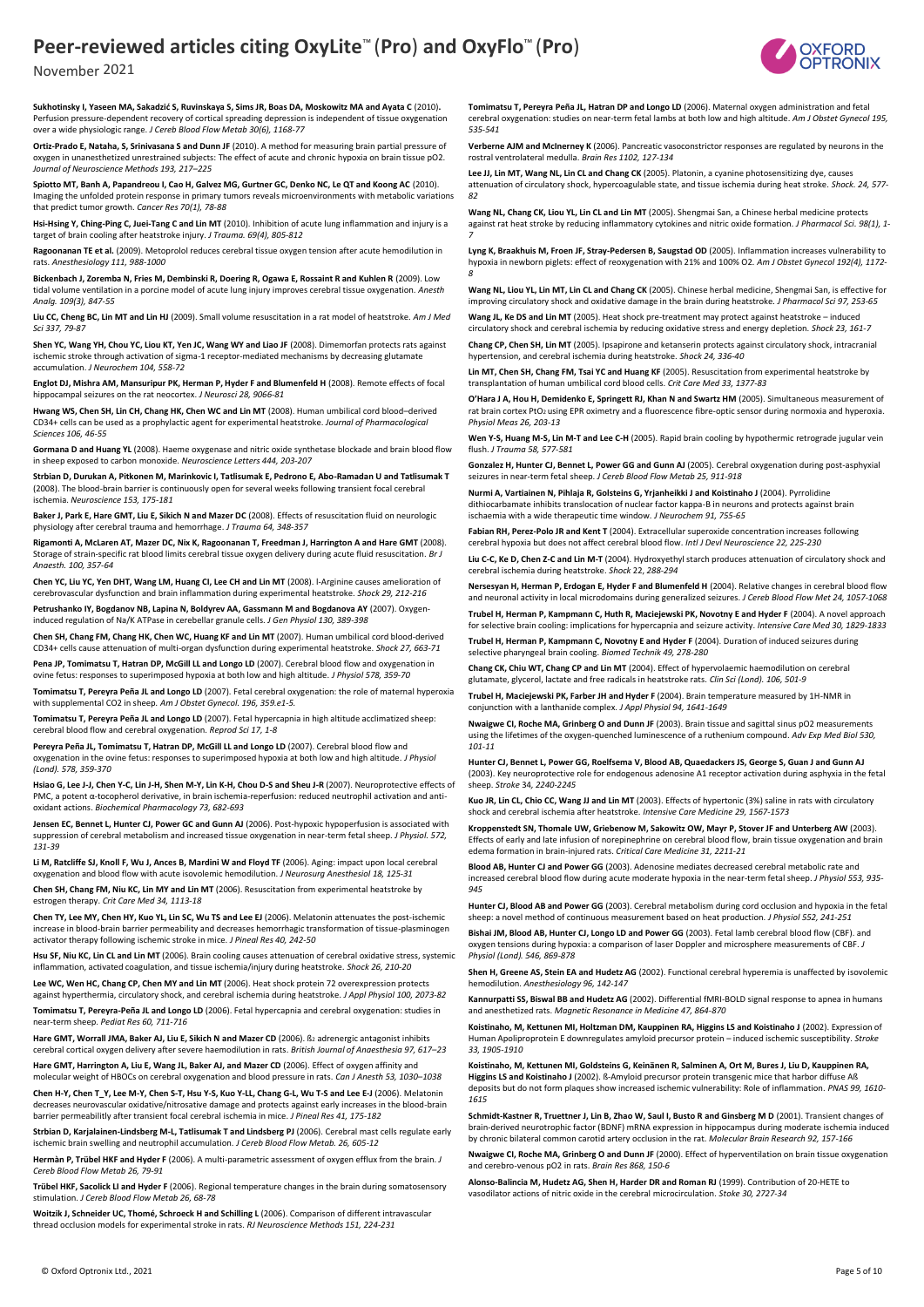**Sukhotinsky I, Yaseen MA, Sakadzić S, Ruvinskaya S, Sims JR, Boas DA, Moskowitz MA and Ayata C** (2010)**.** Perfusion pressure-dependent recovery of cortical spreading depression is independent of tissue oxygenation over a wide physiologic range. *J Cereb Blood Flow Metab 30(6), 1168-77*

**Ortiz-Prado E, Nataha, S, Srinivasana S and Dunn JF** (2010). A method for measuring brain partial pressure of oxygen in unanesthetized unrestrained subjects: The effect of acute and chronic hypoxia on brain tissue pO2. *Journal of Neuroscience Methods 193, 217–225*

**Spiotto MT, Banh A, Papandreou I, Cao H, Galvez MG, Gurtner GC, Denko NC, Le QT and Koong AC** (2010). Imaging the unfolded protein response in primary tumors reveals microenvironments with metabolic variations that predict tumor growth. *Cancer Res 70(1), 78-88*

**Hsi-Hsing Y, Ching-Ping C, Juei-Tang C and Lin MT** (2010). Inhibition of acute lung inflammation and injury is a target of brain cooling after heatstroke injury. *J Trauma. 69(4), 805-812*

**Ragoonanan TE et al.** (2009). Metoprolol reduces cerebral tissue oxygen tension after acute hemodilution in rats. *Anesthesiology 111, 988-1000*

**Bickenbach J, Zoremba N, Fries M, Dembinski R, Doering R, Ogawa E, Rossaint R and Kuhlen R** (2009). Low tidal volume ventilation in a porcine model of acute lung injury improves cerebral tissue oxygenation. *Anesth Analg. 109(3), 847-55*

**Liu CC, Cheng BC, Lin MT and Lin HJ** (2009). Small volume resuscitation in a rat model of heatstroke. *Am J Med Sci 337, 79-87*

**Shen YC, Wang YH, Chou YC, Liou KT, Yen JC, Wang WY and Liao JF** (2008). Dimemorfan protects rats against ischemic stroke through activation of sigma-1 receptor-mediated mechanisms by decreasing glutamate accumulation. *J Neurochem 104, 558-72*

**Englot DJ, Mishra AM, Mansuripur PK, Herman P, Hyder F and Blumenfeld H** (2008). Remote effects of focal hippocampal seizures on the rat neocortex. *J Neurosci 28, 9066-81*

**Hwang WS, Chen SH, Lin CH, Chang HK, Chen WC and Lin MT** (2008). Human umbilical cord blood–derived CD34+ cells can be used as a prophylactic agent for experimental heatstroke. *Journal of Pharmacological Sciences 106, 46-55*

**Gormana D and Huang YL** (2008). Haeme oxygenase and nitric oxide synthetase blockade and brain blood flow in sheep exposed to carbon monoxide. *Neuroscience Letters 444, 203-207*

**Strbian D, Durukan A, Pitkonen M, Marinkovic I, Tatlisumak E, Pedrono E, Abo-Ramadan U and Tatlisumak T** (2008). The blood-brain barrier is continuously open for several weeks following transient focal cerebral ischemia. *Neuroscience 153, 175-181*

**Baker J, Park E, Hare GMT, Liu E, Sikich N and Mazer DC** (2008). Effects of resuscitation fluid on neurologic physiology after cerebral trauma and hemorrhage. *J Trauma 64, 348-357*

**Rigamonti A, McLaren AT, Mazer DC, Nix K, Ragoonanan T, Freedman J, Harrington A and Hare GMT** (2008). Storage of strain-specific rat blood limits cerebral tissue oxygen delivery during acute fluid resuscitation. *Br J Anaesth. 100, 357-64*

**Chen YC, Liu YC, Yen DHT, Wang LM, Huang CI, Lee CH and Lin MT** (2008). l-Arginine causes amelioration of cerebrovascular dysfunction and brain inflammation during experimental heatstroke. *Shock 29, 212-216*

**Petrushanko IY, Bogdanov NB, Lapina N, Boldyrev AA, Gassmann M and Bogdanova AY** (2007). Oxygen-induced regulation of Na/K ATPase in cerebellar granule cells. *J Gen Physiol 130, 389-398*

**Chen SH, Chang FM, Chang HK, Chen WC, Huang KF and Lin MT** (2007). Human umbilical cord blood-derived CD34+ cells cause attenuation of multi-organ dysfunction during experimental heatstroke. *Shock 27, 663-71*

**Pena JP, Tomimatsu T, Hatran DP, McGill LL and Longo LD** (2007). Cerebral blood flow and oxygenation in ovine fetus: responses to superimposed hypoxia at both low and high altitude. *J Physiol 578, 359-70*

**Tomimatsu T, Pereyra Peña JL and Longo LD** (2007). Fetal cerebral oxygenation: the role of maternal hyperoxia with supplemental CO2 in sheep. *Am J Obstet Gynecol. 196, 359.e1-5.*

**Tomimatsu T, Pereyra Peña JL and Longo LD** (2007). Fetal hypercapnia in high altitude acclimatized sheep: cerebral blood flow and cerebral oxygenation. *Reprod Sci 17, 1-8*

**Pereyra Peña JL, Tomimatsu T, Hatran DP, McGill LL and Longo LD** (2007). Cerebral blood flow and oxygenation in the ovine fetus: responses to superimposed hypoxia at both low and high altitude. *J Physiol (Lond). 578, 359-370*

**Hsiao G, Lee J-J, Chen Y-C, Lin J-H, Shen M-Y, Lin K-H, Chou D-S and Sheu J-R** (2007). Neuroprotective effects of PMC, a potent α-tocopherol derivative, in brain ischemia-reperfusion: reduced neutrophil activation and anti-oxidant actions. *Biochemical Pharmacology 73, 682-693*

**Jensen EC, Bennet L, Hunter CJ, Power GC and Gunn AJ** (2006). Post-hypoxic hypoperfusion is associated with suppression of cerebral metabolism and increased tissue oxygenation in near-term fetal sheep. *J Physiol. 572, 131-39*

**Li M, Ratcliffe SJ, Knoll F, Wu J, Ances B, Mardini W and Floyd TF** (2006). Aging: impact upon local cerebral oxygenation and blood flow with acute isovolemic hemodilution. *J Neurosurg Anesthesiol 18, 125-31*

**Chen SH, Chang FM, Niu KC, Lin MY and Lin MT** (2006). Resuscitation from experimental heatstroke by estrogen therapy. *Crit Care Med 34, 1113-18*

**Chen TY, Lee MY, Chen HY, Kuo YL, Lin SC, Wu TS and Lee EJ** (2006). Melatonin attenuates the post-ischemic increase in blood-brain barrier permeability and decreases hemorrhagic transformation of tissue-plasminogen activator therapy following ischemic stroke in mice. *J Pineal Res 40, 242-50*

**Hsu SF, Niu KC, Lin CL and Lin MT** (2006). Brain cooling causes attenuation of cerebral oxidative stress, systemic inflammation, activated coagulation, and tissue ischemia/injury during heatstroke. *Shock 26, 210-20*

**Lee WC, Wen HC, Chang CP, Chen MY and Lin MT** (2006). Heat shock protein 72 overexpression protects against hyperthermia, circulatory shock, and cerebral ischemia during heatstroke. *J Appl Physiol 100, 2073-82*

**Tomimatsu T, Pereyra-Peña JL and Longo LD** (2006). Fetal hypercapnia and cerebral oxygenation: studies in near-term sheep. *Pediat Res 60, 711-716*

**Hare GMT, Worrall JMA, Baker AJ, Liu E, Sikich N and Mazer CD** (2006). ß₂ adrenergic antagonist inhibits cerebral cortical oxygen delivery after severe haemodilution in rats. *British Journal of Anaesthesia 97, 617–23*

**Hare GMT, Harrington A, Liu E, Wang JL, Baker AJ, and Mazer CD** (2006). Effect of oxygen affinity and molecular weight of HBOCs on cerebral oxygenation and blood pressure in rats. *Can J Anesth 53, 1030–1038*

**Chen H-Y, Chen T_Y, Lee M-Y, Chen S-T, Hsu Y-S, Kuo Y-LL, Chang G-L, Wu T-S and Lee E-J** (2006). Melatonin decreases neurovascular oxidative/nitrosative damage and protects against early increases in the blood-brain barrier permeablitity after transient focal cerebral ischemia in mice. *J Pineal Res 41, 175-182*

**Strbian D, Karjalainen-Lindsberg M-L, Tatlisumak T and Lindsberg PJ** (2006). Cerebral mast cells regulate early ischemic brain swelling and neutrophil accumulation. *J Cereb Blood Flow Metab. 26, 605-12*

**Hermàn P, Trübel HKF and Hyder F** (2006). A multi-parametric assessment of oxygen efflux from the brain. *J Cereb Blood Flow Metab 26, 79-91*

**Trübel HKF, Sacolick LI and Hyder F** (2006). Regional temperature changes in the brain during somatosensory stimulation. *J Cereb Blood Flow Metab 26, 68-78*

**Woitzik J, Schneider UC, Thomé, Schroeck H and Schilling L** (2006). Comparison of different intravascular thread occlusion models for experimental stroke in rats. *RJ Neuroscience Methods 151, 224-231*

**Tomimatsu T, Pereyra Peña JL, Hatran DP and Longo LD** (2006). Maternal oxygen administration and fetal cerebral oxygenation: studies on near-term fetal lambs at both low and high altitude. *Am J Obstet Gynecol 195, 535-541*

**Verberne AJM and McInerney K** (2006). Pancreatic vasoconstrictor responses are regulated by neurons in the rostral ventrolateral medulla. *Brain Res 1102, 127-134*

**Lee JJ, Lin MT, Wang NL, Lin CL and Chang CK** (2005). Platonin, a cyanine photosensitizing dye, causes attenuation of circulatory shock, hypercoagulable state, and tissue ischemia during heat stroke. *Shock. 24, 577-82*

**Wang NL, Chang CK, Liou YL, Lin CL and Lin MT** (2005). Shengmai San, a Chinese herbal medicine protects against rat heat stroke by reducing inflammatory cytokines and nitric oxide formation. *J Pharmacol Sci. 98(1), 1-7*

**Lyng K, Braakhuis M, Froen JF, Stray-Pedersen B, Saugstad OD** (2005). Inflammation increases vulnerability to hypoxia in newborn piglets: effect of reoxygenation with 21% and 100% O2. *Am J Obstet Gynecol 192(4), 1172-8*

**Wang NL, Liou YL, Lin MT, Lin CL and Chang CK** (2005). Chinese herbal medicine, Shengmai San, is effective for improving circulatory shock and oxidative damage in the brain during heatstroke. *J Pharmacol Sci 97, 253-65*

**Wang JL, Ke DS and Lin MT** (2005). Heat shock pre-treatment may protect against heatstroke – induced circulatory shock and cerebral ischemia by reducing oxidative stress and energy depletion. *Shock 23, 161-7*

**Chang CP, Chen SH, Lin MT** (2005). Ipsapirone and ketanserin protects against circulatory shock, intracranial hypertension, and cerebral ischemia during heatstroke. *Shock 24, 336-40*

**Lin MT, Chen SH, Chang FM, Tsai YC and Huang KF** (2005). Resuscitation from experimental heatstroke by transplantation of human umbilical cord blood cells. *Crit Care Med 33, 1377-83*

**O'Hara J A, Hou H, Demidenko E, Springett RJ, Khan N and Swartz HM** (2005). Simultaneous measurement of rat brain cortex PtO₂ using EPR oximetry and a fluorescence fibre-optic sensor during normoxia and hyperoxia. *Physiol Meas 26, 203-13*

**Wen Y-S, Huang M-S, Lin M-T and Lee C-H** (2005). Rapid brain cooling by hypothermic retrograde jugular vein flush. *J Trauma 58, 577-581*

**Gonzalez H, Hunter CJ, Bennet L, Power GG and Gunn AJ** (2005). Cerebral oxygenation during post-asphyxial seizures in near-term fetal sheep. *J Cereb Blood Flow Metab 25, 911-918*

**Nurmi A, Vartiainen N, Pihlaja R, Goldsteins G, Yrjanheikki J and Koistinaho J** (2004). Pyrrolidine dithiocarbamate inhibits translocation of nuclear factor kappa-B in neurons and protects against brain ischaemia with a wide therapeutic time window. *J Neurochem 91, 755-65*

**Fabian RH, Perez-Polo JR and Kent T** (2004). Extracellular superoxide concentration increases following cerebral hypoxia but does not affect cerebral blood flow. *Intl J Devl Neuroscience 22, 225-230*

**Liu C-C, Ke D, Chen Z-C and Lin M-T** (2004). Hydroxyethyl starch produces attenuation of circulatory shock and cerebral ischemia during heatstroke. *Shock 22, 288-294*

**Nersesyan H, Herman P, Erdogan E, Hyder F and Blumenfeld H** (2004). Relative changes in cerebral blood flow and neuronal activity in local microdomains during generalized seizures. *J Cereb Blood Flow Met 24, 1057-1068*

**Trubel H, Herman P, Kampmann C, Huth R, Maciejewski PK, Novotny E and Hyder F** (2004). A novel approach for selective brain cooling: implications for hypercapnia and seizure activity. *Intensive Care Med 30, 1829-1833*

**Trubel H, Herman P, Kampmann C, Novotny E and Hyder F** (2004). Duration of induced seizures during selective pharyngeal brain cooling. *Biomed Technik 49, 278-280*

**Chang CK, Chiu WT, Chang CP and Lin MT** (2004). Effect of hypervolaemic haemodilution on cerebral glutamate, glycerol, lactate and free radicals in heatstroke rats. *Clin Sci (Lond). 106, 501-9*

**Trubel H, Maciejewski PK, Farber JH and Hyder F** (2004). Brain temperature measured by 1H-NMR in conjunction with a lanthanide complex. *J Appl Physiol 94, 1641-1649*

**Nwaigwe CI, Roche MA, Grinberg O and Dunn JF** (2003). Brain tissue and sagittal sinus pO2 measurements using the lifetimes of the oxygen-quenched luminescence of a ruthenium compound. *Adv Exp Med Biol 530, 101-11*

**Hunter CJ, Bennet L, Power GG, Roelfsema V, Blood AB, Quaedackers JS, George S, Guan J and Gunn AJ** (2003). Key neuroprotective role for endogenous adenosine A1 receptor activation during asphyxia in the fetal sheep. *Stroke* 34*, 2240-2245*

**Kuo JR, Lin CL, Chio CC, Wang JJ and Lin MT** (2003). Effects of hypertonic (3%) saline in rats with circulatory shock and cerebral ischemia after heatstroke. *Intensive Care Medicine 29, 1567-1573*

**Kroppenstedt SN, Thomale UW, Griebenow M, Sakowitz OW, Mayr P, Stover JF and Unterberg AW** (2003). Effects of early and late infusion of norepinephrine on cerebral blood flow, brain tissue oxygenation and brain edema formation in brain-injured rats. *Critical Care Medicine 31, 2211-21*

**Blood AB, Hunter CJ and Power GG** (2003). Adenosine mediates decreased cerebral metabolic rate and increased cerebral blood flow during acute moderate hypoxia in the near-term fetal sheep. *J Physiol 553, 935-945*

**Hunter CJ, Blood AB and Power GG** (2003). Cerebral metabolism during cord occlusion and hypoxia in the fetal sheep: a novel method of continuous measurement based on heat production. *J Physiol 552, 241-251*

**Bishai JM, Blood AB, Hunter CJ, Longo LD and Power GG** (2003). Fetal lamb cerebral blood flow (CBF). and oxygen tensions during hypoxia: a comparison of laser Doppler and microsphere measurements of CBF. *J Physiol (Lond). 546, 869-878*

**Shen H, Greene AS, Stein EA and Hudetz AG** (2002). Functional cerebral hyperemia is unaffected by isovolemic hemodilution. *Anesthesiology 96, 142-147*

**Kannurpatti SS, Biswal BB and Hudetz AG** (2002). Differential fMRI-BOLD signal response to apnea in humans and anesthetized rats. *Magnetic Resonance in Medicine 47, 864-870*

**Koistinaho, M, Kettunen MI, Holtzman DM, Kauppinen RA, Higgins LS and Koistinaho J** (2002). Expression of Human Apolipoprotein E downregulates amyloid precursor protein – induced ischemic susceptibility. *Stroke 33, 1905-1910*

**Koistinaho, M, Kettunen MI, Goldsteins G, Keinänen R, Salminen A, Ort M, Bures J, Liu D, Kauppinen RA, Higgins LS and Koistinaho J** (2002). ß-Amyloid precursor protein transgenic mice that harbor diffuse Aß deposits but do not form plaques show increased ischemic vulnerability: Role of inflammation. *PNAS 99, 1610-1615*

**Schmidt-Kastner R, Truettner J, Lin B, Zhao W, Saul I, Busto R and Ginsberg M D** (2001). Transient changes of brain-derived neurotrophic factor (BDNF) mRNA expression in hippocampus during moderate ischemia induced by chronic bilateral common carotid artery occlusion in the rat. *Molecular Brain Research 92, 157-166*

**Nwaigwe CI, Roche MA, Grinberg O and Dunn JF** (2000). Effect of hyperventilation on brain tissue oxygenation and cerebro-venous pO2 in rats. *Brain Res 868, 150-6*

**Alonso-Balincia M, Hudetz AG, Shen H, Harder DR and Roman RJ** (1999). Contribution of 20-HETE to vasodilator actions of nitric oxide in the cerebral microcirculation. *Stoke 30, 2727-34*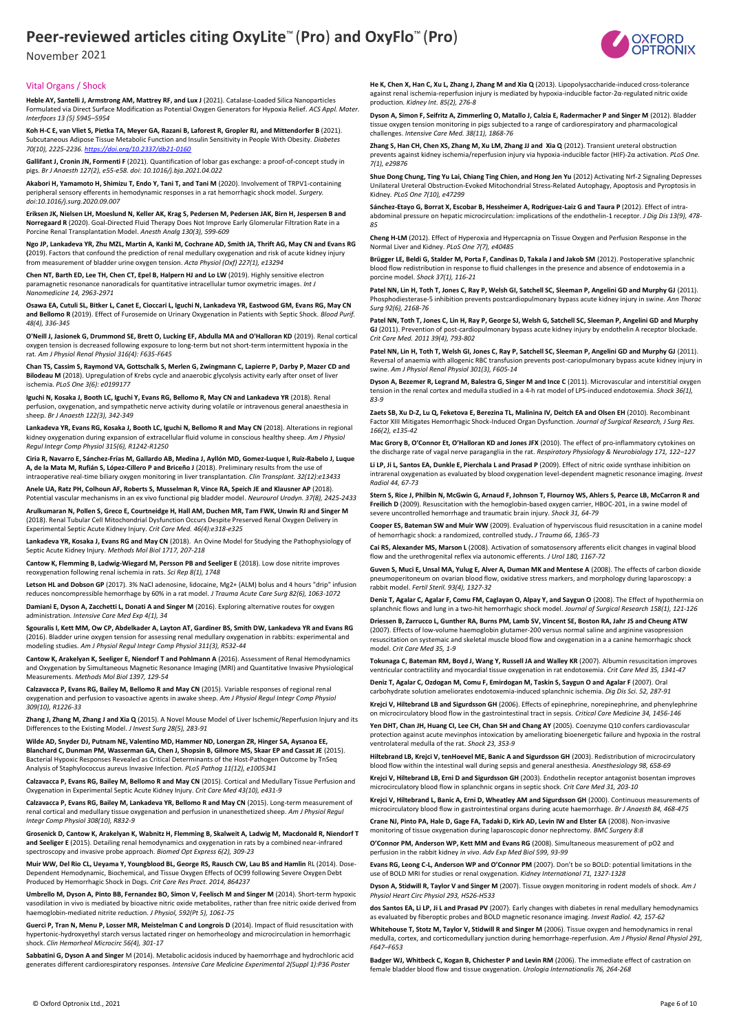# Peer-reviewed articles citing OxyLite™ (Pro) and OxyFlo™ (Pro)

November 2021

## Vital Organs / Shock

**Heble AY, Santelli J, Armstrong AM, Mattrey RF, and Lux J** (2021). Catalase-Loaded Silica Nanoparticles Formulated via Direct Surface Modification as Potential Oxygen Generators for Hypoxia Relief. *ACS Appl. Mater. Interfaces 13 (5) 5945–5954*

**Koh H-C E, van Vliet S, Pietka TA, Meyer GA, Razani B, Laforest R, Gropler RJ, and Mittendorfer B** (2021). Subcutaneous Adipose Tissue Metabolic Function and Insulin Sensitivity in People With Obesity. *Diabetes 70(10), 2225-2236. https://doi.org/10.2337/db21-0160*

**Gallifant J, Cronin JN, Formenti F** (2021). Quantification of lobar gas exchange: a proof-of-concept study in pigs. *Br J Anaesth 127(2), e55-e58. doi: 10.1016/j.bja.2021.04.022*

**Akabori H, Yamamoto H, Shimizu T, Endo Y, Tani T, and Tani M** (2020). Involvement of TRPV1-containing peripheral sensory efferents in hemodynamic responses in a rat hemorrhagic shock model. *Surgery. doi:10.1016/j.surg.2020.09.007*

**Eriksen JK, Nielsen LH, Moeslund N, Keller AK, Krag S, Pedersen M, Pedersen JAK, Birn H, Jespersen B and Norregaard R** (2020). Goal-Directed Fluid Therapy Does Not Improve Early Glomerular Filtration Rate in a Porcine Renal Transplantation Model. *Anesth Analg 130(3), 599-609*

**Ngo JP, Lankadeva YR, Zhu MZL, Martin A, Kanki M, Cochrane AD, Smith JA, Thrift AG, May CN and Evans RG (**2019). Factors that confound the prediction of renal medullary oxygenation and risk of acute kidney injury from measurement of bladder urine oxygen tension. *Acta Physiol (Oxf) 227(1), e13294*

**Chen NT, Barth ED, Lee TH, Chen CT, Epel B, Halpern HJ and Lo LW** (2019). Highly sensitive electron paramagnetic resonance nanoradicals for quantitative intracellular tumor oxymetric images. *Int J Nanomedicine 14, 2963-2971*

**Osawa EA, Cutuli SL, Bitker L, Canet E, Cioccari L, Iguchi N, Lankadeva YR, Eastwood GM, Evans RG, May CN and Bellomo R** (2019). Effect of Furosemide on Urinary Oxygenation in Patients with Septic Shock. *Blood Purif. 48(4), 336-345*

**O'Neill J, Jasionek G, Drummond SE, Brett O, Lucking EF, Abdulla MA and O'Halloran KD** (2019). Renal cortical oxygen tension is decreased following exposure to long-term but not short-term intermittent hypoxia in the rat. *Am J Physiol Renal Physiol 316(4): F635-F645*

**Chan TS, Cassim S, Raymond VA, Gottschalk S, Merlen G, Zwingmann C, Lapierre P, Darby P, Mazer CD and Bilodeau M** (2018). Upregulation of Krebs cycle and anaerobic glycolysis activity early after onset of liver ischemia. *PLoS One 3(6): e0199177*

**Iguchi N, Kosaka J, Booth LC, Iguchi Y, Evans RG, Bellomo R, May CN and Lankadeva YR** (2018). Renal perfusion, oxygenation, and sympathetic nerve activity during volatile or intravenous general anaesthesia in sheep. *Br J Anaesth 122(3), 342-349*

**Lankadeva YR, Evans RG, Kosaka J, Booth LC, Iguchi N, Bellomo R and May CN** (2018). Alterations in regional kidney oxygenation during expansion of extracellular fluid volume in conscious healthy sheep. *Am J Physiol Regul Integr Comp Physiol 315(6), R1242-R1250*

**Ciria R, Navarro E, Sánchez-Frías M, Gallardo AB, Medina J, Ayllón MD, Gomez-Luque I, Ruiz-Rabelo J, Luque A, de la Mata M, Rufián S, López-Cillero P and Briceño J** (2018). Preliminary results from the use of intraoperative real-time biliary oxygen monitoring in liver transplantation. *Clin Transplant. 32(12):e13433*

**Anele UA, Ratz PH, Colhoun AF, Roberts S, Musselman R, Vince RA, Speich JE and Klausner AP** (2018). Potential vascular mechanisms in an ex vivo functional pig bladder model. *Neurourol Urodyn. 37(8), 2425-2433*

**Arulkumaran N, Pollen S, Greco E, Courtneidge H, Hall AM, Duchen MR, Tam FWK, Unwin RJ and Singer M** (2018). Renal Tubular Cell Mitochondrial Dysfunction Occurs Despite Preserved Renal Oxygen Delivery in Experimental Septic Acute Kidney Injury. *Crit Care Med. 46(4):e318-e325*

**Lankadeva YR, Kosaka J, Evans RG and May CN** (2018). An Ovine Model for Studying the Pathophysiology of Septic Acute Kidney Injury. *Methods Mol Biol 1717, 207-218*

**Cantow K, Flemming B, Ladwig-Wiegard M, Persson PB and Seeliger E** (2018). Low dose nitrite improves reoxygenation following renal ischemia in rats. *Sci Rep 8(1), 1748*

**Letson HL and Dobson GP** (2017). 3% NaCl adenosine, lidocaine, $Mg^{2+}$ (ALM) bolus and 4 hours "drip" infusion reduces noncompressible hemorrhage by 60% in a rat model. *J Trauma Acute Care Surg 82(6), 1063-1072*

**Damiani E, Dyson A, Zacchetti L, Donati A and Singer M** (2016). Exploring alternative routes for oxygen administration. *Intensive Care Med Exp 4(1), 34*

**Sgouralis I, Kett MM, Ow CP, Abdelkader A, Layton AT, Gardiner BS, Smith DW, Lankadeva YR and Evans RG** (2016). Bladder urine oxygen tension for assessing renal medullary oxygenation in rabbits: experimental and modeling studies. *Am J Physiol Regul Integr Comp Physiol 311(3), R532-44*

**Cantow K, Arakelyan K, Seeliger E, Niendorf T and Pohlmann A** (2016). Assessment of Renal Hemodynamics and Oxygenation by Simultaneous Magnetic Resonance Imaging (MRI) and Quantitative Invasive Physiological Measurements. *Methods Mol Biol 1397, 129-54*

**Calzavacca P, Evans RG, Bailey M, Bellomo R and May CN** (2015). Variable responses of regional renal oxygenation and perfusion to vasoactive agents in awake sheep. *Am J Physiol Regul Integr Comp Physiol 309(10), R1226-33*

**Zhang J, Zhang M, Zhang J and Xia Q** (2015). A Novel Mouse Model of Liver Ischemic/Reperfusion Injury and its Differences to the Existing Model. *J Invest Surg 28(5), 283-91*

**Wilde AD, Snyder DJ, Putnam NE, Valentino MD, Hammer ND, Lonergan ZR, Hinger SA, Aysanoa EE, Blanchard C, Dunman PM, Wasserman GA, Chen J, Shopsin B, Gilmore MS, Skaar EP and Cassat JE** (2015). Bacterial Hypoxic Responses Revealed as Critical Determinants of the Host-Pathogen Outcome by TnSeq Analysis of Staphylococcus aureus Invasive Infection. *PLoS Pathog 11(12), e1005341*

**Calzavacca P, Evans RG, Bailey M, Bellomo R and May CN** (2015). Cortical and Medullary Tissue Perfusion and Oxygenation in Experimental Septic Acute Kidney Injury. *Crit Care Med 43(10), e431-9*

**Calzavacca P, Evans RG, Bailey M, Lankadeva YR, Bellomo R and May CN** (2015). Long-term measurement of renal cortical and medullary tissue oxygenation and perfusion in unanesthetized sheep. *Am J Physiol Regul Integr Comp Physiol 308(10), R832-9*

**Grosenick D, Cantow K, Arakelyan K, Wabnitz H, Flemming B, Skalweit A, Ladwig M, Macdonald R, Niendorf T and Seeliger E** (2015). Detailing renal hemodynamics and oxygenation in rats by a combined near-infrared spectroscopy and invasive probe approach. *Biomed Opt Express 6(2), 309-23*

**Muir WW, Del Rio CL, Ueyama Y, Youngblood BL, George RS, Rausch CW, Lau BS and Hamlin** RL (2014). Dose-Dependent Hemodynamic, Biochemical, and Tissue Oxygen Effects of OC99 following Severe Oxygen Debt Produced by Hemorrhagic Shock in Dogs. *Crit Care Res Pract. 2014, 864237*

**Umbrello M, Dyson A, Pinto BB, Fernandez BO, Simon V, Feelisch M and Singer M** (2014). Short-term hypoxic vasodilation in vivo is mediated by bioactive nitric oxide metabolites, rather than free nitric oxide derived from haemoglobin-mediated nitrite reduction. *J Physiol, 592(Pt 5), 1061-75*

**Guerci P, Tran N, Menu P, Losser MR, Meistelman C and Longrois D** (2014). Impact of fluid resuscitation with hypertonic-hydroxyethyl starch versus lactated ringer on hemorheology and microcirculation in hemorrhagic shock. *Clin Hemorheol Microcirc 56(4), 301-17*

**Sabbatini G, Dyson A and Singer M** (2014). Metabolic acidosis induced by haemorrhage and hydrochloric acid generates different cardiorespiratory responses. *Intensive Care Medicine Experimental 2(Suppl 1):P36 Poster*

**He K, Chen X, Han C, Xu L, Zhang J, Zhang M and Xia Q** (2013). Lipopolysaccharide-induced cross-tolerance against renal ischemia-reperfusion injury is mediated by hypoxia-inducible factor-2α-regulated nitric oxide production. *Kidney Int. 85(2), 276-8*

**Dyson A, Simon F, Seifritz A, Zimmerling O, Matallo J, Calzia E, Radermacher P and Singer M** (2012). Bladder tissue oxygen tension monitoring in pigs subjected to a range of cardiorespiratory and pharmacological challenges. *Intensive Care Med. 38(11), 1868-76*

**Zhang S, Han CH, Chen XS, Zhang M, Xu LM, Zhang JJ and Xia Q** (2012). Transient ureteral obstruction prevents against kidney ischemia/reperfusion injury via hypoxia-inducible factor (HIF)-2α activation. *PLoS One. 7(1), e29876*

**Shue Dong Chung, Ting Yu Lai, Chiang Ting Chien, and Hong Jen Yu** (2012) Activating Nrf-2 Signaling Depresses Unilateral Ureteral Obstruction-Evoked Mitochondrial Stress-Related Autophagy, Apoptosis and Pyroptosis in Kidney. *PLoS One 7(10), e47299*

**Sánchez-Etayo G, Borrat X, Escobar B, Hessheimer A, Rodriguez-Laiz G and Taura P** (2012). Effect of intra-abdominal pressure on hepatic microcirculation: implications of the endothelin-1 receptor. *J Dig Dis 13(9), 478-85*

**Cheng H-LM** (2012). Effect of Hyperoxia and Hypercapnia on Tissue Oxygen and Perfusion Response in the Normal Liver and Kidney. *PLoS One 7(7), e40485*

**Brügger LE, Beldi G, Stalder M, Porta F, Candinas D, Takala J and Jakob SM** (2012). Postoperative splanchnic blood flow redistribution in response to fluid challenges in the presence and absence of endotoxemia in a porcine model. *Shock 37(1), 116-21*

**Patel NN, Lin H, Toth T, Jones C, Ray P, Welsh GI, Satchell SC, Sleeman P, Angelini GD and Murphy GJ** (2011). Phosphodiesterase-5 inhibition prevents postcardiopulmonary bypass acute kidney injury in swine. *Ann Thorac Surg 92(6), 2168-76*

**Patel NN, Toth T, Jones C, Lin H, Ray P, George SJ, Welsh G, Satchell SC, Sleeman P, Angelini GD and Murphy GJ** (2011). Prevention of post-cardiopulmonary bypass acute kidney injury by endothelin A receptor blockade. *Crit Care Med. 2011 39(4), 793-802*

**Patel NN, Lin H, Toth T, Welsh GI, Jones C, Ray P, Satchell SC, Sleeman P, Angelini GD and Murphy GJ** (2011). Reversal of anaemia with allogenic RBC transfusion prevents post-cariopulmonary bypass acute kidney injury in swine. *Am J Physiol Renal Physiol 301(3), F605-14*

**Dyson A, Bezemer R, Legrand M, Balestra G, Singer M and Ince C** (2011). Microvascular and interstitial oxygen tension in the renal cortex and medulla studied in a 4-h rat model of LPS-induced endotoxemia. *Shock 36(1), 83-9*

**Zaets SB, Xu D-Z, Lu Q, Feketova E, Berezina TL, Malinina IV, Deitch EA and Olsen EH** (2010). Recombinant Factor XIII Mitigates Hemorrhagic Shock-Induced Organ Dysfunction. *Journal of Surgical Research, J Surg Res. 166(2), e135-42*

**Mac Grory B, O'Connor Et, O'Halloran KD and Jones JFX** (2010). The effect of pro-inflammatory cytokines on the discharge rate of vagal nerve paraganglia in the rat. *Respiratory Physiology & Neurobiology 171, 122–127*

**Li LP, Ji L, Santos EA, Dunkle E, Pierchala L and Prasad P** (2009). Effect of nitric oxide synthase inhibition on intrarenal oxygenation as evaluated by blood oxygenation level-dependent magnetic resonance imaging. *Invest Radiol 44, 67-73*

**Stern S, Rice J, Philbin N, McGwin G, Arnaud F, Johnson T, Flournoy WS, Ahlers S, Pearce LB, McCarron R and Freilich D** (2009). Resuscitation with the hemoglobin-based oxygen carrier, HBOC-201, in a swine model of severe uncontrolled hemorrhage and traumatic brain injury. *Shock 31, 64-79*

**Cooper ES, Bateman SW and Muir WW** (2009). Evaluation of hyperviscous fluid resuscitation in a canine model of hemorrhagic shock: a randomized, controlled study. *J Trauma 66, 1365-73*

**Cai RS, Alexander MS, Marson L** (2008). Activation of somatosensory afferents elicit changes in vaginal blood flow and the urethrogenital reflex via autonomic efferents. *J Urol 180, 1167-72*

**Guven S, Muci E, Unsal MA, Yulug E, Alver A, Duman MK and Mentese A** (2008). The effects of carbon dioxide pneumoperitoneum on ovarian blood flow, oxidative stress markers, and morphology during laparoscopy: a rabbit model. *Fertil Steril. 93(4), 1327-32*

**Deniz T, Agalar C, Agalar F, Comu FM, Caglayan O, Alpay Y, and Saygun O** (2008). The Effect of hypothermia on splanchnic flows and lung in a two-hit hemorrhagic shock model. *Journal of Surgical Research 158(1), 121-126*

**Driessen B, Zarrucco L, Gunther RA, Burns PM, Lamb SV, Vincent SE, Boston RA, Jahr JS and Cheung ATW** (2007). Effects of low-volume haemoglobin glutamer-200 versus normal saline and arginine vasopressin resuscitation on systemic and skeletal muscle blood flow and oxygenation in a a canine hemorrhagic shock model. *Crit Care Med 35, 1-9*

**Tokunaga C, Bateman RM, Boyd J, Wang Y, Russell JA and Walley KR** (2007). Albumin resuscitation improves ventricular contractility and myocardial tissue oxygenation in rat endotoxemia. *Crit Care Med 35, 1341-47*

**Deniz T, Agalar C, Ozdogan M, Comu F, Emirdogan M, Taskin S, Saygun O and Agalar F** (2007). Oral carbohydrate solution ameliorates endotoxemia-induced splanchnic ischemia. *Dig Dis Sci. 52, 287-91*

**Krejci V, Hiltebrand LB and Sigurdsson GH** (2006). Effects of epinephrine, norepinephrine, and phenylephrine on microcirculatory blood flow in the gastrointestinal tract in sepsis. *Critical Care Medicine 34, 1456-146*

**Yen DHT, Chan JH, Huang CI, Lee CH, Chan SH and Chang AY** (2005). Coenzyme Q10 confers cardiovascular protection against acute mevinphos intoxication by ameliorating bioenergetic failure and hypoxia in the rostral ventrolateral medulla of the rat. *Shock 23, 353-9*

**Hiltebrand LB, Krejci V, tenHoevel ME, Banic A and Sigurdsson GH** (2003). Redistribution of microcirculatory blood flow within the intestinal wall during sepsis and general anesthesia. *Anesthesiology 98, 658-69*

**Krejci V, Hiltebrand LB, Erni D and Sigurdsson GH** (2003). Endothelin receptor antagonist bosentan improves microcirculatory blood flow in splanchnic organs in septic shock. *Crit Care Med 31, 203-10*

**Krejci V, Hiltebrand L, Banic A, Erni D, Wheatley AM and Sigurdsson GH** (2000). Continuous measurements of microcirculatory blood flow in gastrointestinal organs during acute haemorrhage. *Br J Anaesth 84, 468-475*

**Crane NJ, Pinto PA, Hale D, Gage FA, Tadaki D, Kirk AD, Levin IW and Elster EA** (2008). Non-invasive monitoring of tissue oxygenation during laparoscopic donor nephrectomy. *BMC Surgery 8:8*

**O'Connor PM, Anderson WP, Kett MM and Evans RG** (2008). Simultaneous measurement of pO2 and perfusion in the rabbit kidney *in vivo*. *Adv Exp Med Biol 599, 93-99*

**Evans RG, Leong C-L, Anderson WP and O'Connor PM** (2007). Don't be so BOLD: potential limitations in the use of BOLD MRI for studies or renal oxygenation. *Kidney International 71, 1327-1328*

**Dyson A, Stidwill R, Taylor V and Singer M** (2007). Tissue oxygen monitoring in rodent models of shock. *Am J Physiol Heart Circ Physiol 293, H526-H533*

**dos Santos EA, Li LP, Ji L and Prasad PV** (2007). Early changes with diabetes in renal medullary hemodynamics as evaluated by fiberoptic probes and BOLD magnetic resonance imaging. *Invest Radiol. 42, 157-62*

**Whitehouse T, Stotz M, Taylor V, Stidwill R and Singer M** (2006). Tissue oxygen and hemodynamics in renal medulla, cortex, and corticomedullary junction during hemorrhage-reperfusion. *Am J Physiol Renal Physiol 291, F647–F653*

**Badger WJ, Whitbeck C, Kogan B, Chichester P and Levin RM** (2006). The immediate effect of castration on female bladder blood flow and tissue oxygenation. *Urologia Internationalis 76, 264-268*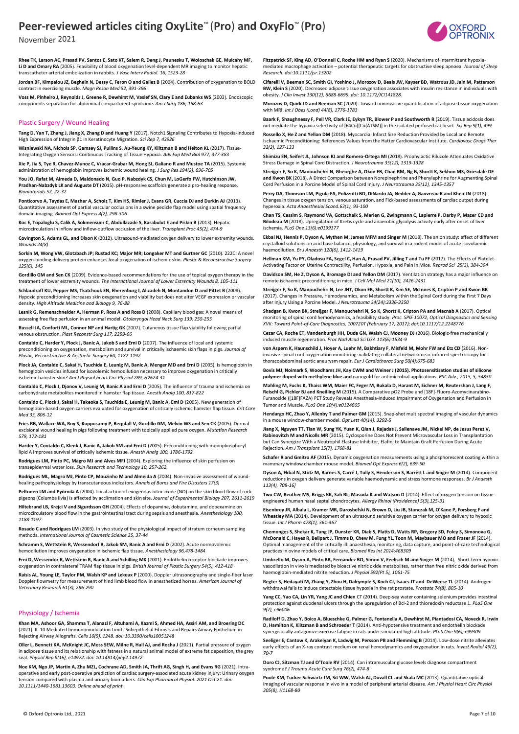**Rhee TK, Larson AC, Prasad PV, Santos E, Sato KT, Salem R, Deng J, Paunesku T, Woloschak GE, Mulcahy MF, Li D and Omary RA** (2005). Feasibility of blood oxygenation level-dependent MR imaging to monitor hepatic transcatheter arterial embolization in rabbits. *J Vasc Interv Radiol. 16, 1523-28*

**Jordan BF, Kimpalou JZ, Beghein N, Dessy C, Feron O and Gallez B** (2004). Contribution of oxygenation to BOLD contrast in exercising muscle. *Magn Reson Med 52, 391-396*

**Voss M, Pinheiro J, Reynolds J, Greene R, Dewhirst M, Vaslef SN, Clary E and Eubanks WS** (2003). Endoscopic components separation for abdominal compartment syndrome. *Am J Surg 186, 158-63*

## Plastic Surgery / Wound Healing

**Tang D, Yan T, Zhang J, Jiang X, Zhang D and Huang Y** (2017). Notch1 Signaling Contributes to Hypoxia-induced High Expression of Integrin β1 in Keratinocyte Migration. *Sci Rep 7, 43926*

**Wisniewski NA, Nichols SP, Gamsey SJ, Pullins S, Au-Yeung KY, Klitzman B and Helton KL** (2017). Tissue-Integrating Oxygen Sensors: Continuous Tracking of Tissue Hypoxia. *Adv Exp Med Biol 977, 377-383*

**Xie P, Jia S, Tye R, Chavez-Munoz C, Vracar-Grabar M, Hong SJ, Galiano R and Mustoe TA** (2015). Systemic administration of hemoglobin improves ischemic wound healing. *J Surg Res 194(2), 696-705*

**You JO, Rafat M, Almeda D, Maldonado N, Guo P, Nabzdyk CS, Chun M, LoGerfo FW, Hutchinson JW, Pradhan-Nabzdyk LK and Auguste DT** (2015). pH-responsive scaffolds generate a pro-healing response. *Biomaterials 57, 22-32*

**Ponticorvo A, Taydas E, Mazhar A, Scholz T, Kim HS, Rimler J, Evans GR, Cuccia DJ and Durkin AJ** (2013). Quantitative assessment of partial vascular occlusions in a swine pedicle flap model using spatial frequency domain imaging. *Biomed Opt Express 4(2), 298-306*

**Koc E, Topaloglu S, Calik A, Sokmensuer C, Abdullazade S, Karabulut E and Piskin B** (2013). Hepatic microcirculation in inflow and inflow-outflow occlusion of the liver. *Transplant Proc 45(2), 474-9*

**Covington S, Adams GL, and Dixon K** (2012). Ultrasound-mediated oxygen delivery to lower extremity wounds. *Wounds 24(8)*

**Sorkin M, Wong VW, Glotzbach JP; Rustad KC; Major MR; Longaker MT and Gurtner GC** (2010). 222C: A novel oxygen-binding delivery protein enhances local oxygenation of ischemic skin. *Plastic & Reconstructive Surgery 125(6), 145*

**Gordillo GM and Sen CK** (2009). Evidence-based recommendations for the use of topical oxygen therapy in the treatment of lower extremity wounds. *The International Journal of Lower Extremity Wounds 8, 105-111*

**Schlaudraff KU, Pepper MS, Tkatchouk EN, Eherenburg I, Alizadeh N, Montandon D and Pittet B** (2008). Hypoxic preconditioning increases skin oxygenation and viability but does not alter VEGF expression or vascular density. *High Altitude Medicine and Biology 9, 76-88*

**Lesnik G, Remenschneider A, Herman P, Ross A and Ross D** (2008). Capillary blood gas: A novel means of assessing free flap perfusion in an animal model. *Otolaryngol Head Neck Surg 139, 250-255*

**Russell JA, Conforti ML, Connor NP and Hartig GK** (2007). Cutaneous tissue flap viability following partial venous obstruction. *Plast Reconstr Surg 117, 2259-66*

**Contaldo C, Harder Y, Plock J, Banic A, Jakob S and Erni D** (2007). The influence of local and systemic preconditioning on oxygenation, metabolism and survival in critically ischaemic skin flaps in pigs. *Journal of Plastic, Reconstructive & Aesthetic Surgery 60, 1182-1192*

**Plock JA, Contaldo C, Sakai H, Tsuchida E, Leunig M, Banic A, Menger MD and Erni D** (2005). Is hemoglobin in hemoglobin vesicles infused for isovolemic hemodilution necessary to improve oxygenation in critically ischemic hamster skin? *Am J Physiol heart Circ Physiol 289, H2624-31*

**Contaldo C, Plock J, Djonov V, Leunig M, Banic A and Erni D** (2005). The influence of trauma and ischemia on carbohydrate metabolites monitored in hamster flap tissue. *Anesth Analg 100, 817-822*

**Contaldo C, Plock J, Sakai H, Takeoka S, Tsuchida E, Leunig M, Banic A, Emi D** (2005). New generation of hemoglobin-based oxygen carriers evaluated for oxygenation of critically ischemic hamster flap tissue. *Crit Care Med 33, 806-12*

**Fries RB, Wallace WA, Roy S, Kuppusamy P, Bergdall V, Gordillo GM, Melvin WS and Sen CK** (2005). Dermal excisional wound healing in pigs following treatment with topically applied pure oxygen. *Mutation Research 579, 172-181*

**Harder Y, Contaldo C, Klenk J, Banic A, Jakob SM and Erni D** (2005). Preconditioning with monophosphoryl lipid A improves survival of critically ischemic tissue. *Anesth Analg 100, 1786-1792*

**Rodrigues LM, Pinto PC, Magro MJ and Alves MFJ** (2004). Exploring the influence of skin perfusion on transepidermal water loss. *Skin Research and Technology 10, 257-262*

**Rodrigues ML, Magro MJ, Pinto CP, Mouzinho M and Almeida A** (2004). Non-invasive assessment of wound-healing pathophysiology by transcutaneous indicators. *Annals of Burns and Fire Disasters 17(3)*

**Peltonen LM and Pyörnilä A** (2004). Local action of exogenous nitric oxide (NO) on the skin blood flow of rock pigeons (Columba livia) is affected by acclimation and skin site. *Journal of Experimental Biology 207, 2611-2619*

**Hiltebrand LB, Krejci V and Sigurdsson GH** (2004). Effects of dopamine, dobutamine, and dopexamine on microcirculatory blood flow in the gastrointestinal tract during sepsis and anesthesia. *Anesthesiology 100, 1188-1197*

**Rosado C and Rodrigues LM** (2003). In vivo study of the physiological impact of stratum corneum sampling methods. *International Journal of Cosmetic Science 25, 37-44*

**Schramm S, Wettstein R, Wessendorf R, Jakob SM, Banic A and Erni D** (2002). Acute normovolemic hemodilution improves oxygenation in ischemic flap tissue. *Anesthesiology 96,478-1484*

**Erni D, Wessendor R, Wettstein R, Banic A and Schilling MK** (2001). Endothelin receptor blockade improves oxygenation in contralateral TRAM flap tissue in pigs. *British Journal of Plastic Surgery 54(5), 412-418*

**Raisis AL, Young LE, Taylor PM, Walsh KP and Lekeux P** (2000). Doppler ultrasonography and single-fiber laser Doppler flowmetry for measurement of hind limb blood flow in anesthetized horses. *American Journal of Veterinary Research 61(3), 286-290*

## Physiology / Ischemia

**Khan MA, Ashoor GA, Shamma T, Alanazi F, Altuhami A, Kazmi S, Ahmed HA, Assiri AM, and Broering DC** (2021). IL-10 Mediated Immunomodulation Limits Subepithelial Fibrosis and Repairs Airway Epithelium in Rejecting Airway Allografts. *Cells 10(5), 1248. doi: 10.3390/cells10051248*

**Oller L, Bennett KA, McKnight JC, Moss SEW, Milne R, Hall AJ, and Rocha J** (2021). Partial pressure of oxygen in adipose tissue and its relationship with fatness in a natural animal model of extreme fat deposition, the grey seal. *Physiol Rep 9(16), e14972. doi: 10.14814/phy2.14972*

**Noe KM, Ngo JP, Martin A, Zhu MZL, Cochrane AD, Smith JA, Thrift AG, Singh H, and Evans RG** (2021). Intra-operative and early post-operative prediction of cardiac surgery-associated acute kidney injury: Urinary oxygen tension compared with plasma and urinary biomarkers. *Clin Exp Pharmacol Physiol. 2021 Oct 21. doi: 10.1111/1440-1681.13603. Online ahead of print.*

**Fitzpatrick SF, King AD, O'Donnell C, Roche HM and Ryan S** (2020). Mechanisms of intermittent hypoxia-mediated macrophage activation – potential therapeutic targets for obstructive sleep apnoea. *Journal of Sleep Research. doi:10.1111/jsr.13202*

**Cifarelli V, Beeman SC, Smith GI, Yoshino J, Morozov D, Beals JW, Kayser BD, Watrous JD, Jain M, Patterson BW, Klein S** (2020). Decreased adipose tissue oxygenation associates with insulin resistance in individuals with obesity. *J Clin Invest 130(12), 6688-6699. doi: 10.1172/JCI141828*.

**Morozov D, Quirk JD and Beeman SC** (2020). Toward noninvasive quantification of adipose tissue oxygenation with MRI. *Int J Obes (Lond) 44(8), 1776-1783*

**Baark F, Shaughnessy F, Pell VR, Clark JE, Eykyn TR, Blower P and Southworth R** (2019). Tissue acidosis does not mediate the hypoxia selectivity of [64Cu][Cu(ATSM)] in the isolated perfused rat heart. *Sci Rep 9(1), 499*

**Rossello X, He Z and Yellon DM** (2018). Myocardial Infarct Size Reduction Provided by Local and Remote Ischaemic Preconditioning: References Values from the Hatter Cardiovascular Institute. *Cardiovasc Drugs Ther 32(2), 127-133*

**Shimizu EN, Seifert JL, Johnson KJ and Romero-Ortega MI** (2018). Prophylactic Riluzole Attenuates Oxidative Stress Damage in Spinal Cord Distraction. *J Neurotrauma 35(12), 1319-1328*

**Streijger F, So K, Manouchehri N, Gheorghe A, Okon EB, Chan RM, Ng B, Shortt K, Sekhon MS, Griesdale DE and Kwon BK** (2018). A Direct Comparison between Norepinephrine and Phenylephrine for Augmenting Spinal Cord Perfusion in a Porcine Model of Spinal Cord Injury. *J Neurotrauma 35(12), 1345-1357*

**Perry DA, Thomson LM, Pigula FA, Polizzotti BD, DiNardo JA, Nedder A, Gauvreau K and Kheir JN** (2018). Changes in tissue oxygen tension, venous saturation, and Fick-based assessments of cardiac output during hyperoxia. *Acta Anaesthesiol Scand.63(1), 93-100*

**Chan TS, Cassim S, Raymond VA, Gottschalk S, Merlen G, Zwingmann C, Lapierre P, Darby P, Mazer CD and Bilodeau M** (2018). Upregulation of Krebs cycle and anaerobic glycolysis activity early after onset of liver ischemia. *PLoS One 13(6):e0199177*

**Ekbal NJ, Hennis P, Dyson A, Mythen M, James MFM and Singer M** (2018). The anion study: effect of different crystalloid solutions on acid base balance, physiology, and survival in a rodent model of acute isovolaemic haemodilution. *Br J Anaesth 120(6), 1412-1419*

**Hellman KM, Yu PY, Oladosu FA, Segel C, Han A, Prasad PV, Jilling T and Tu FF** (2017). The Effects of Platelet-Activating Factor on Uterine Contractility, Perfusion, Hypoxia, and Pain in Mice. *Reprod Sci 25(3), 384-394*

**Davidson SM, He Z, Dyson A, Bromage DI and Yellon DM** (2017). Ventilation strategy has a major influence on remote ischaemic preconditioning in mice. *J Cell Mol Med 21(10), 2426-2431*

**Streijger F, So K, Manouchehri N, Lee JHT, Okon EB, Shortt K, Kim SE, McInnes K, Cripton P and Kwon BK** (2017). Changes in Pressure, Hemodynamics, and Metabolism within the Spinal Cord during the First 7 Days after Injury Using a Porcine Model. *J Neurotrauma 34(24):3336-3350*

**Shadgan B, Kwon BK, Streijger F, Manouchehri N, So K, Shortt K, Cripton PA and Macnab A** (2017). Optical monitoring of spinal cord hemodynamics, a feasibility study. *Proc. SPIE 10072, Optical Diagnostics and Sensing XVII: Toward Point-of-Care Diagnostics, 100720T (February 17, 2017); doi:10.1117/12.2248776*

**Cezar CA, Roche ET, Vandenburgh HH, Duda GN, Walsh CJ, Mooney DJ** (2016). Biologic-free mechanically induced muscle regeneration. *Proc Natl Acad Sci USA 113(6):1534-9*

**von Aspern K, Haunschild J, Hoyer A, Luehr M, Bakhtiary F, Misfeld M, Mohr FW and Etz CD** (2016). Non-invasive spinal cord oxygenation monitoring: validating collateral network near-infrared spectroscopy for thoracoabdominal aortic aneurysm repair. *Eur J Cardiothorac Surg 50(4):675-683*

**Bovis MJ, Noimark S, Woodhams JH, Kay CWM and Weiner J (2015). Photosensitisation studies of silicone polymer doped with methylene blue and** nanogold for antimicrobial applications. *RSC Adv., 2015, 5, 54830*

**Mahling M, Fuchs K, Thaiss WM, Maier FC, Feger M, Bukala D, Harant M, Eichner M, Reutershan J, Lang F, Reischl G, Pichler BJ and Kneilling M** (2015). A Comparative pO2 Probe and [18F]-Fluoro-Azomycinarabino-Furanoside ([18F]FAZA) PET Study Reveals Anesthesia-Induced Impairment of Oxygenation and Perfusion in Tumor and Muscle. *PLoS One 10(4):e0124665*

**Hendargo HC, Zhao Y, Allenby T and Palmer GM** (2015). Snap-shot multispectral imaging of vascular dynamics in a mouse window-chamber model. *Opt Lett 40(14), 3292-5*

**Jiang X, Nguyen TT, Tian W, Sung YK, Yuan K, Qian J, Rajadas J, Sallenave JM, Nickel NP, de Jesus Perez V, Rabinovitch M and Nicolls MR** (2015). Cyclosporine Does Not Prevent Microvascular Loss in Transplantation but Can Synergize With a Neutrophil Elastase Inhibitor, Elafin, to Maintain Graft Perfusion During Acute Rejection. *Am J Transplant 15(7), 1768-81*

**Schafer R and Gmitro AF** (2015). Dynamic oxygenation measurements using a phosphorescent coating within a mammary window chamber mouse model. *Biomed Opt Express 6(2), 639-50*

**Dyson A, Ekbal N, Stotz M, Barnes S, Carré J, Tully S, Henderson S, Barrett L and Singer M** (2014). Component reductions in oxygen delivery generate variable haemodynamic and stress hormone responses. *Br J Anaesth 113(4), 708-16]*

**Twu CW, Reuther MS, Briggs KK, Sah RL, Masuda K and Watson D** (2014). Effect of oxygen tension on tissue-engineered human nasal septal chondrocytes. *Allergy Rhinol (Providence) 5(3),125-31*

**Eisenbrey JR, Albala L, Kramer MR, Daroshefski N, Brown D, Liu JB, Stanczak M, O'Kane P, Forsberg F and Wheatley MA** (2014). Development of an ultrasound sensitive oxygen carrier for oxygen delivery to hypoxic tissue. *Int J Pharm 478(1), 361-367*

**Chemonges S, Shekar K, Tung JP, Dunster KR, Diab S, Platts D, Watts RP, Gregory SD, Foley S, Simonova G, McDonald C, Hayes R, Bellpart J, Timms D, Chew M, Fung YL, Toon M, Maybauer MO and Fraser JF** (2014). Optimal management of the critically ill: anaesthesia, monitoring, data capture, and point-of-care technological practices in ovine models of critical care. *Biomed Res Int 2014:468309*

**Umbrello M, Dyson A, Pinto BB, Fernandez BO, Simon V, Feelisch M and Singer M** (2014). Short-term hypoxic vasodilation in vivo is mediated by bioactive nitric oxide metabolites, rather than free nitric oxide derived from haemoglobin-mediated nitrite reduction. *J Physiol 592(Pt 5), 1061-75*

**Regter S, Hedayati M, Zhang Y, Zhou H, Dalrymple S, Koch CJ, Isaacs JT and DeWeese TL** (2014). Androgen withdrawal fails to induce detectable tissue hypoxia in the rat prostate. *Prostate 74(8), 805-10*

**Yang CC, Yao CA, Lin YR, Yang JC and Chien** CT (2014). Deep-sea water containing selenium provides intestinal protection against duodenal ulcers through the upregulation of Bcl-2 and thioredoxin reductase 1. *PLoS One 9(7), e96006*

**Radiloff D, Zhao Y, Boico A, Blueschke G, Palmer G, Fontanella A, Dewhirst M, Piantadosi CA, Noveck R, Irwin D, Hamilton K, Klitzman B and Schroeder T** (2014). Anti-hypotensive treatment and endothelin blockade synergistically antagonize exercise fatigue in rats under simulated high altitude. *PLoS One 9(6), e99309*

**Seeliger E, Cantow K, Arakelyan K, Ladwig M, Persson PB and Flemming B** (2014). Low-dose nitrite alleviates early effects of an X-ray contrast medium on renal hemodynamics and oxygenation in rats. *Invest Radiol 49(2), 70-7*

**Doro CJ, Sitzman TJ and O'Toole RV** (2014). Can intramuscular glucose levels diagnose compartment syndrome? *J Trauma Acute Care Surg 76(2), 474-8*

**Poole KM, Tucker-Schwartz JM, Sit WW, Walsh AJ, Duvall CL and Skala MC** (2013). Quantitative optical imaging of vascular response in vivo in a model of peripheral arterial disease. *Am J Physiol Heart Circ Physiol 305(8), H1168-80*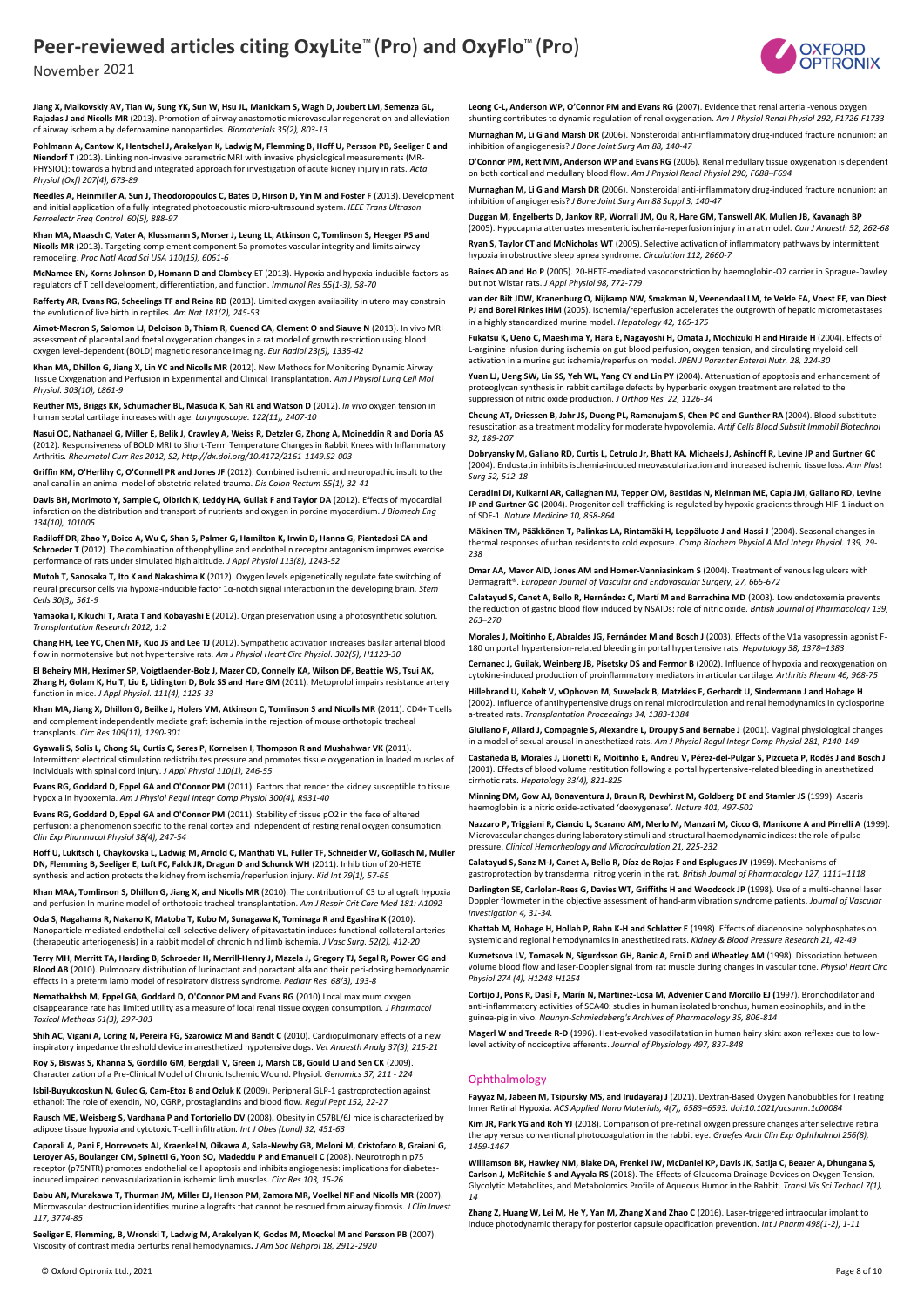**Jiang X, Malkovskiy AV, Tian W, Sung YK, Sun W, Hsu JL, Manickam S, Wagh D, Joubert LM, Semenza GL, Rajadas J and Nicolls MR** (2013). Promotion of airway anastomotic microvascular regeneration and alleviation of airway ischemia by deferoxamine nanoparticles. *Biomaterials 35(2), 803-13*

**Pohlmann A, Cantow K, Hentschel J, Arakelyan K, Ladwig M, Flemming B, Hoff U, Persson PB, Seeliger E and Niendorf T** (2013). Linking non-invasive parametric MRI with invasive physiological measurements (MR-PHYSIOL): towards a hybrid and integrated approach for investigation of acute kidney injury in rats. *Acta Physiol (Oxf) 207(4), 673-89*

**Needles A, Heinmiller A, Sun J, Theodoropoulos C, Bates D, Hirson D, Yin M and Foster F** (2013). Development and initial application of a fully integrated photoacoustic micro-ultrasound system. *IEEE Trans Ultrason Ferroelectr Freq Control 60(5), 888-97*

**Khan MA, Maasch C, Vater A, Klussmann S, Morser J, Leung LL, Atkinson C, Tomlinson S, Heeger PS and Nicolls MR** (2013). Targeting complement component 5a promotes vascular integrity and limits airway remodeling. *Proc Natl Acad Sci USA 110(15), 6061-6*

**McNamee EN, Korns Johnson D, Homann D and Clambey** ET (2013). Hypoxia and hypoxia-inducible factors as regulators of T cell development, differentiation, and function. *Immunol Res 55(1-3), 58-70*

**Rafferty AR, Evans RG, Scheelings TF and Reina RD** (2013). Limited oxygen availability in utero may constrain the evolution of live birth in reptiles. *Am Nat 181(2), 245-53*

**Aimot-Macron S, Salomon LJ, Deloison B, Thiam R, Cuenod CA, Clement O and Siauve N** (2013). In vivo MRI assessment of placental and foetal oxygenation changes in a rat model of growth restriction using blood oxygen level-dependent (BOLD) magnetic resonance imaging. *Eur Radiol 23(5), 1335-42*

**Khan MA, Dhillon G, Jiang X, Lin YC and Nicolls MR** (2012). New Methods for Monitoring Dynamic Airway Tissue Oxygenation and Perfusion in Experimental and Clinical Transplantation. *Am J Physiol Lung Cell Mol Physiol. 303(10), L861-9*

**Reuther MS, Briggs KK, Schumacher BL, Masuda K, Sah RL and Watson D** (2012). *In vivo* oxygen tension in human septal cartilage increases with age. *Laryngoscope. 122(11), 2407-10*

**Nasui OC, Nathanael G, Miller E, Belik J, Crawley A, Weiss R, Detzler G, Zhong A, Moineddin R and Doria AS** (2012). Responsiveness of BOLD MRI to Short-Term Temperature Changes in Rabbit Knees with Inflammatory Arthritis. *Rheumatol Curr Res 2012, S2, http://dx.doi.org/10.4172/2161-1149.S2-003*

**Griffin KM, O'Herlihy C, O'Connell PR and Jones JF** (2012). Combined ischemic and neuropathic insult to the anal canal in an animal model of obstetric-related trauma. *Dis Colon Rectum 55(1), 32-41*

**Davis BH, Morimoto Y, Sample C, Olbrich K, Leddy HA, Guilak F and Taylor DA** (2012). Effects of myocardial infarction on the distribution and transport of nutrients and oxygen in porcine myocardium. *J Biomech Eng 134(10), 101005*

**Radiloff DR, Zhao Y, Boico A, Wu C, Shan S, Palmer G, Hamilton K, Irwin D, Hanna G, Piantadosi CA and Schroeder T** (2012). The combination of theophylline and endothelin receptor antagonism improves exercise performance of rats under simulated high altitude. *J Appl Physiol 113(8), 1243-52*

**Mutoh T, Sanosaka T, Ito K and Nakashima K** (2012). Oxygen levels epigenetically regulate fate switching of neural precursor cells via hypoxia-inducible factor 1α-notch signal interaction in the developing brain. *Stem Cells 30(3), 561-9*

**Yamaoka I, Kikuchi T, Arata T and Kobayashi E** (2012). Organ preservation using a photosynthetic solution. *Transplantation Research 2012, 1:2*

**Chang HH, Lee YC, Chen MF, Kuo JS and Lee TJ** (2012). Sympathetic activation increases basilar arterial blood flow in normotensive but not hypertensive rats. *Am J Physiol Heart Circ Physiol. 302(5), H1123-30*

**El Beheiry MH, Heximer SP, Voigtlaender-Bolz J, Mazer CD, Connelly KA, Wilson DF, Beattie WS, Tsui AK, Zhang H, Golam K, Hu T, Liu E, Lidington D, Bolz SS and Hare GM** (2011). Metoprolol impairs resistance artery function in mice. *J Appl Physiol. 111(4), 1125-33*

**Khan MA, Jiang X, Dhillon G, Beilke J, Holers VM, Atkinson C, Tomlinson S and Nicolls MR** (2011). CD4+ T cells and complement independently mediate graft ischemia in the rejection of mouse orthotopic tracheal transplants. *Circ Res 109(11), 1290-301*

**Gyawali S, Solis L, Chong SL, Curtis C, Seres P, Kornelsen I, Thompson R and Mushahwar VK** (2011). Intermittent electrical stimulation redistributes pressure and promotes tissue oxygenation in loaded muscles of individuals with spinal cord injury. *J Appl Physiol 110(1), 246-55*

**Evans RG, Goddard D, Eppel GA and O'Connor PM** (2011). Factors that render the kidney susceptible to tissue hypoxia in hypoxemia. *Am J Physiol Regul Integr Comp Physiol 300(4), R931-40*

**Evans RG, Goddard D, Eppel GA and O'Connor PM** (2011). Stability of tissue pO2 in the face of altered perfusion: a phenomenon specific to the renal cortex and independent of resting renal oxygen consumption. *Clin Exp Pharmacol Physiol 38(4), 247-54*

**Hoff U, Lukitsch I, Chaykovska L, Ladwig M, Arnold C, Manthati VL, Fuller TF, Schneider W, Gollasch M, Muller DN, Flemming B, Seeliger E, Luft FC, Falck JR, Dragun D and Schunck WH** (2011). Inhibition of 20-HETE synthesis and action protects the kidney from ischemia/reperfusion injury. *Kid Int 79(1), 57-65*

**Khan MAA, Tomlinson S, Dhillon G, Jiang X, and Nicolls MR** (2010). The contribution of C3 to allograft hypoxia and perfusion In murine model of orthotopic tracheal transplantation. *Am J Respir Crit Care Med 181: A1092*

**Oda S, Nagahama R, Nakano K, Matoba T, Kubo M, Sunagawa K, Tominaga R and Egashira K** (2010). Nanoparticle-mediated endothelial cell-selective delivery of pitavastatin induces functional collateral arteries (therapeutic arteriogenesis) in a rabbit model of chronic hind limb ischemia**.** *J Vasc Surg. 52(2), 412-20*

**Terry MH, Merritt TA, Harding B, Schroeder H, Merrill-Henry J, Mazela J, Gregory TJ, Segal R, Power GG and Blood AB** (2010). Pulmonary distribution of lucinactant and poractant alfa and their peri-dosing hemodynamic effects in a preterm lamb model of respiratory distress syndrome. *Pediatr Res 68(3), 193-8*

**Nematbakhsh M, Eppel GA, Goddard D, O'Connor PM and Evans RG** (2010) Local maximum oxygen disappearance rate has limited utility as a measure of local renal tissue oxygen consumption. *J Pharmacol Toxicol Methods 61(3), 297-303*

**Shih AC, Vigani A, Loring N, Pereira FG, Szarowicz M and Bandt C** (2010). Cardiopulmonary effects of a new inspiratory impedance threshold device in anesthetized hypotensive dogs. *Vet Anaesth Analg 37(3), 215-21*

**Roy S, Biswas S, Khanna S, Gordillo GM, Bergdall V, Green J, Marsh CB, Gould LJ and Sen CK** (2009). Characterization of a Pre-Clinical Model of Chronic Ischemic Wound. Physiol. *Genomics 37, 211 - 224*

**Isbil-Buyukcoskun N, Gulec G, Cam-Etoz B and Ozluk K** (2009). Peripheral GLP-1 gastroprotection against ethanol: The role of exendin, NO, CGRP, prostaglandins and blood flow. *Regul Pept 152, 22-27*

**Rausch ME, Weisberg S, Vardhana P and Tortoriello DV** (2008)**.** Obesity in C57BL/6J mice is characterized by adipose tissue hypoxia and cytotoxic T-cell infiltration*. Int J Obes (Lond) 32, 451-63*

**Caporali A, Pani E, Horrevoets AJ, Kraenkel N, Oikawa A, Sala-Newby GB, Meloni M, Cristofaro B, Graiani G, Leroyer AS, Boulanger CM, Spinetti G, Yoon SO, Madeddu P and Emanueli C** (2008). Neurotrophin p75 receptor (p75NTR) promotes endothelial cell apoptosis and inhibits angiogenesis: implications for diabetes-induced impaired neovascularization in ischemic limb muscles. *Circ Res 103, 15-26*

**Babu AN, Murakawa T, Thurman JM, Miller EJ, Henson PM, Zamora MR, Voelkel NF and Nicolls MR** (2007). Microvascular destruction identifies murine allografts that cannot be rescued from airway fibrosis. *J Clin Invest 117, 3774-85*

**Seeliger E, Flemming, B, Wronski T, Ladwig M, Arakelyan K, Godes M, Moeckel M and Persson PB** (2007). Viscosity of contrast media perturbs renal hemodynamics**.** *J Am Soc Nephrol 18, 2912-2920*

**Leong C-L, Anderson WP, O'Connor PM and Evans RG** (2007). Evidence that renal arterial-venous oxygen shunting contributes to dynamic regulation of renal oxygenation. *Am J Physiol Renal Physiol 292, F1726-F1733*

**Murnaghan M, Li G and Marsh DR** (2006). Nonsteroidal anti-inflammatory drug-induced fracture nonunion: an inhibition of angiogenesis? *J Bone Joint Surg Am 88, 140-47*

**O'Connor PM, Kett MM, Anderson WP and Evans RG** (2006). Renal medullary tissue oxygenation is dependent on both cortical and medullary blood flow. *Am J Physiol Renal Physiol 290, F688–F694*

**Murnaghan M, Li G and Marsh DR** (2006). Nonsteroidal anti-inflammatory drug-induced fracture nonunion: an inhibition of angiogenesis? *J Bone Joint Surg Am 88 Suppl 3, 140-47*

**Duggan M, Engelberts D, Jankov RP, Worrall JM, Qu R, Hare GM, Tanswell AK, Mullen JB, Kavanagh BP** (2005). Hypocapnia attenuates mesenteric ischemia-reperfusion injury in a rat model. *Can J Anaesth 52, 262-68*

**Ryan S, Taylor CT and McNicholas WT** (2005). Selective activation of inflammatory pathways by intermittent hypoxia in obstructive sleep apnea syndrome. *Circulation 112, 2660-7*

**Baines AD and Ho P** (2005). 20-HETE-mediated vasoconstriction by haemoglobin-O2 carrier in Sprague-Dawley but not Wistar rats. *J Appl Physiol 98, 772-779*

**van der Bilt JDW, Kranenburg O, Nijkamp NW, Smakman N, Veenendaal LM, te Velde EA, Voest EE, van Diest PJ and Borel Rinkes IHM** (2005). Ischemia/reperfusion accelerates the outgrowth of hepatic micrometastases in a highly standardized murine model. *Hepatology 42, 165-175*

**Fukatsu K, Ueno C, Maeshima Y, Hara E, Nagayoshi H, Omata J, Mochizuki H and Hiraide H** (2004). Effects of L-arginine infusion during ischemia on gut blood perfusion, oxygen tension, and circulating myeloid cell activation in a murine gut ischemia/reperfusion model. *JPEN J Parenter Enteral Nutr. 28, 224-30*

**Yuan LJ, Ueng SW, Lin SS, Yeh WL, Yang CY and Lin PY** (2004). Attenuation of apoptosis and enhancement of proteoglycan synthesis in rabbit cartilage defects by hyperbaric oxygen treatment are related to the suppression of nitric oxide production. *J Orthop Res. 22, 1126-34*

**Cheung AT, Driessen B, Jahr JS, Duong PL, Ramanujam S, Chen PC and Gunther RA** (2004). Blood substitute resuscitation as a treatment modality for moderate hypovolemia. *Artif Cells Blood Substit Immobil Biotechnol 32, 189-207*

**Dobryansky M, Galiano RD, Curtis L, Cetrulo Jr, Bhatt KA, Michaels J, Ashinoff R, Levine JP and Gurtner GC** (2004). Endostatin inhibits ischemia-induced neovascularization and increased ischemic tissue loss. *Ann Plast Surg 52, 512-18*

**Ceradini DJ, Kulkarni AR, Callaghan MJ, Tepper OM, Bastidas N, Kleinman ME, Capla JM, Galiano RD, Levine JP and Gurtner GC** (2004). Progenitor cell trafficking is regulated by hypoxic gradients through HIF-1 induction of SDF-1. *Nature Medicine 10, 858-864*

**Mäkinen TM, Pääkkönen T, Palinkas LA, Rintamäki H, Leppäluoto J and Hassi J** (2004). Seasonal changes in thermal responses of urban residents to cold exposure. *Comp Biochem Physiol A Mol Integr Physiol. 139, 29-238*

**Omar AA, Mavor AID, Jones AM and Homer-Vanniasinkam S** (2004). Treatment of venous leg ulcers with Dermagraft®. *European Journal of Vascular and Endovascular Surgery, 27, 666-672*

**Calatayud S, Canet A, Bello R, Hernández C, Martí M and Barrachina MD** (2003). Low endotoxemia prevents the reduction of gastric blood flow induced by NSAIDs: role of nitric oxide. *British Journal of Pharmacology 139, 263–270*

**Morales J, Moitinho E, Abraldes JG, Fernández M and Bosch J** (2003). Effects of the V1a vasopressin agonist F-180 on portal hypertension-related bleeding in portal hypertensive rats. *Hepatology 38, 1378–1383*

**Cernanec J, Guilak, Weinberg JB, Pisetsky DS and Fermor B** (2002). Influence of hypoxia and reoxygenation on cytokine-induced production of proinflammatory mediators in articular cartilage. *Arthritis Rheum 46, 968-75*

**Hillebrand U, Kobelt V, vOphoven M, Suwelack B, Matzkies F, Gerhardt U, Sindermann J and Hohage H** (2002). Influence of antihypertensive drugs on renal microcirculation and renal hemodynamics in cyclosporine a-treated rats. *Transplantation Proceedings 34, 1383-1384*

**Giuliano F, Allard J, Compagnie S, Alexandre L, Droupy S and Bernabe J** (2001). Vaginal physiological changes in a model of sexual arousal in anesthetized rats. *Am J Physiol Regul Integr Comp Physiol 281, R140-149*

**Castañeda B, Morales J, Lionetti R, Moitinho E, Andreu V, Pérez-del-Pulgar S, Pizcueta P, Rodés J and Bosch J** (2001). Effects of blood volume restitution following a portal hypertensive-related bleeding in anesthetized cirrhotic rats. *Hepatology 33(4), 821-825*

**Minning DM, Gow AJ, Bonaventura J, Braun R, Dewhirst M, Goldberg DE and Stamler JS** (1999). Ascaris haemoglobin is a nitric oxide-activated 'deoxygenase'. *Nature 401, 497-502*

**Nazzaro P, Triggiani R, Ciancio L, Scarano AM, Merlo M, Manzari M, Cicco G, Manicone A and Pirrelli A** (1999). Microvascular changes during laboratory stimuli and structural haemodynamic indices: the role of pulse pressure. *Clinical Hemorheology and Microcirculation 21, 225-232*

**Calatayud S, Sanz M-J, Canet A, Bello R, Díaz de Rojas F and Esplugues JV** (1999). Mechanisms of gastroprotection by transdermal nitroglycerin in the rat. *British Journal of Pharmacology 127, 1111–1118*

**Darlington SE, Carlolan-Rees G, Davies WT, Griffiths H and Woodcock JP** (1998). Use of a multi-channel laser Doppler flowmeter in the objective assessment of hand-arm vibration syndrome patients. *Journal of Vascular Investigation 4, 31-34.*

**Khattab M, Hohage H, Hollah P, Rahn K-H and Schlatter E** (1998). Effects of diadenosine polyphosphates on systemic and regional hemodynamics in anesthetized rats. *Kidney & Blood Pressure Research 21, 42-49*

**Kuznetsova LV, Tomasek N, Sigurdsson GH, Banic A, Erni D and Wheatley AM** (1998). Dissociation between volume blood flow and laser-Doppler signal from rat muscle during changes in vascular tone. *Physiol Heart Circ Physiol 274 (4), H1248-H1254*

**Cortijo J, Pons R, Dasí F, Marín N, Martínez-Losa M, Advenier C and Morcillo EJ (**1997). Bronchodilator and anti-inflammatory activities of SCA40: studies in human isolated bronchus, human eosinophils, and in the guinea-pig in vivo. *Naunyn-Schmiedeberg's Archives of Pharmacology 35, 806-814*

**Magerl W and Treede R-D** (1996). Heat-evoked vasodilatation in human hairy skin: axon reflexes due to low-level activity of nociceptive afferents. *Journal of Physiology 497, 837-848*

## Ophthalmology

**Fayyaz M, Jabeen M, Tsipursky MS, and Irudayaraj J** (2021). Dextran-Based Oxygen Nanobubbles for Treating Inner Retinal Hypoxia. *ACS Applied Nano Materials, 4(7), 6583–6593. doi:10.1021/acsanm.1c00084*

**Kim JR, Park YG and Roh YJ** (2018). Comparison of pre-retinal oxygen pressure changes after selective retina therapy versus conventional photocoagulation in the rabbit eye. *Graefes Arch Clin Exp Ophthalmol 256(8), 1459-1467*

**Williamson BK, Hawkey NM, Blake DA, Frenkel JW, McDaniel KP, Davis JK, Satija C, Beazer A, Dhungana S, Carlson J, McRitchie S and Ayyala RS** (2018). The Effects of Glaucoma Drainage Devices on Oxygen Tension, Glycolytic Metabolites, and Metabolomics Profile of Aqueous Humor in the Rabbit. *Transl Vis Sci Technol 7(1), 14*

**Zhang Z, Huang W, Lei M, He Y, Yan M, Zhang X and Zhao C** (2016). Laser-triggered intraocular implant to induce photodynamic therapy for posterior capsule opacification prevention. *Int J Pharm 498(1-2), 1-11*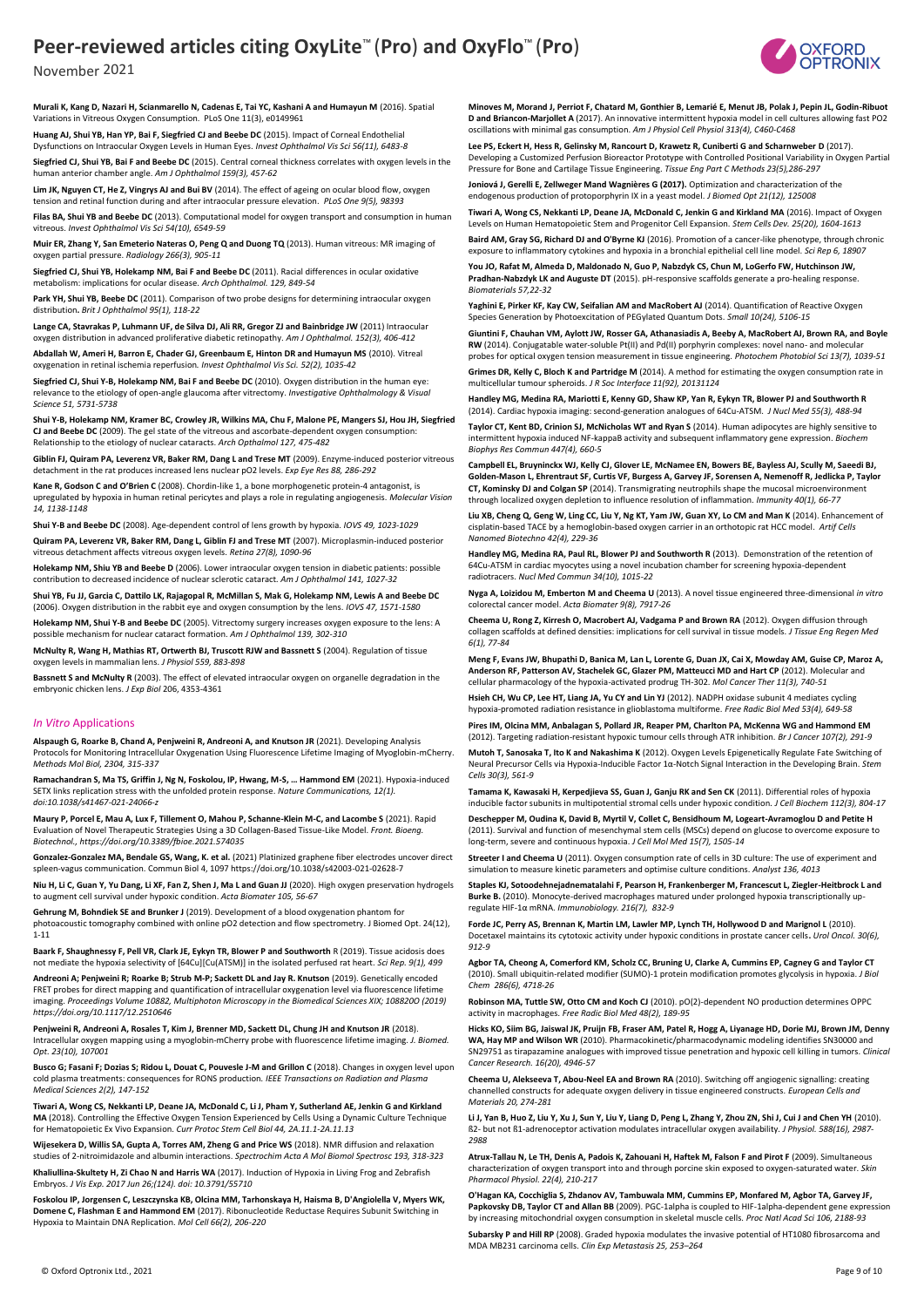**Murali K, Kang D, Nazari H, Scianmarello N, Cadenas E, Tai YC, Kashani A and Humayun M** (2016). Spatial Variations in Vitreous Oxygen Consumption. PLoS One 11(3), e0149961

**Huang AJ, Shui YB, Han YP, Bai F, Siegfried CJ and Beebe DC** (2015). Impact of Corneal Endothelial Dysfunctions on Intraocular Oxygen Levels in Human Eyes. *Invest Ophthalmol Vis Sci 56(11), 6483-8*

**Siegfried CJ, Shui YB, Bai F and Beebe DC** (2015). Central corneal thickness correlates with oxygen levels in the human anterior chamber angle. *Am J Ophthalmol 159(3), 457-62*

**Lim JK, Nguyen CT, He Z, Vingrys AJ and Bui BV** (2014). The effect of ageing on ocular blood flow, oxygen tension and retinal function during and after intraocular pressure elevation. *PLoS One 9(5), 98393*

**Filas BA, Shui YB and Beebe DC** (2013). Computational model for oxygen transport and consumption in human vitreous. *Invest Ophthalmol Vis Sci 54(10), 6549-59*

**Muir ER, Zhang Y, San Emeterio Nateras O, Peng Q and Duong TQ** (2013). Human vitreous: MR imaging of oxygen partial pressure. *Radiology 266(3), 905-11*

**Siegfried CJ, Shui YB, Holekamp NM, Bai F and Beebe DC** (2011). Racial differences in ocular oxidative metabolism: implications for ocular disease. *Arch Ophthalmol. 129, 849-54*

**Park YH, Shui YB, Beebe DC** (2011). Comparison of two probe designs for determining intraocular oxygen distribution**.** *Brit J Ophthalmol 95(1), 118-22*

**Lange CA, Stavrakas P, Luhmann UF, de Silva DJ, Ali RR, Gregor ZJ and Bainbridge JW** (2011) Intraocular oxygen distribution in advanced proliferative diabetic retinopathy. *Am J Ophthalmol. 152(3), 406-412*

**Abdallah W, Ameri H, Barron E, Chader GJ, Greenbaum E, Hinton DR and Humayun MS** (2010). Vitreal oxygenation in retinal ischemia reperfusion. *Invest Ophthalmol Vis Sci. 52(2), 1035-42*

**Siegfried CJ, Shui Y-B, Holekamp NM, Bai F and Beebe DC** (2010). Oxygen distribution in the human eye: relevance to the etiology of open-angle glaucoma after vitrectomy. *Investigative Ophthalmology & Visual Science 51, 5731-5738*

**Shui Y-B, Holekamp NM, Kramer BC, Crowley JR, Wilkins MA, Chu F, Malone PE, Mangers SJ, Hou JH, Siegfried CJ and Beebe DC** (2009). The gel state of the vitreous and ascorbate-dependent oxygen consumption: Relationship to the etiology of nuclear cataracts. *Arch Opthalmol 127, 475-482*

**Giblin FJ, Quiram PA, Leverenz VR, Baker RM, Dang L and Trese MT** (2009). Enzyme-induced posterior vitreous detachment in the rat produces increased lens nuclear pO2 levels. *Exp Eye Res 88, 286-292*

**Kane R, Godson C and O'Brien C** (2008). Chordin-like 1, a bone morphogenetic protein-4 antagonist, is upregulated by hypoxia in human retinal pericytes and plays a role in regulating angiogenesis. *Molecular Vision 14, 1138-1148*

**Shui Y-B and Beebe DC** (2008). Age-dependent control of lens growth by hypoxia. *IOVS 49, 1023-1029*

**Quiram PA, Leverenz VR, Baker RM, Dang L, Giblin FJ and Trese MT** (2007). Microplasmin-induced posterior vitreous detachment affects vitreous oxygen levels. *Retina 27(8), 1090-96*

**Holekamp NM, Shiu YB and Beebe DC** (2006). Lower intraocular oxygen tension in diabetic patients: possible contribution to decreased incidence of nuclear sclerotic cataract. *Am J Ophthalmol 141, 1027-32*

**Shui YB, Fu JJ, Garcia C, Dattilo LK, Rajagopal R, McMillan S, Mak G, Holekamp NM, Lewis A and Beebe DC** (2006). Oxygen distribution in the rabbit eye and oxygen consumption by the lens. *IOVS 47, 1571-1580*

**Holekamp NM, Shui Y-B and Beebe DC** (2005). Vitrectomy surgery increases oxygen exposure to the lens: A possible mechanism for nuclear cataract formation. *Am J Ophthalmol 139, 302-310*

**McNulty R, Wang H, Mathias RT, Ortwerth BJ, Truscott RJW and Bassnett S** (2004). Regulation of tissue oxygen levels in mammalian lens. *J Physiol 559, 883-898*

**Bassnett S and McNulty R** (2003). The effect of elevated intraocular oxygen on organelle degradation in the embryonic chicken lens. *J Exp Biol* 206, 4353-4361

## *In Vitro* Applications

**Alspaugh G, Roarke B, Chand A, Penjweini R, Andreoni A, and Knutson JR** (2021). Developing Analysis Protocols for Monitoring Intracellular Oxygenation Using Fluorescence Lifetime Imaging of Myoglobin-mCherry. *Methods Mol Biol, 2304, 315-337*

**Ramachandran S, Ma TS, Griffin J, Ng N, Foskolou, IP, Hwang, M-S, … Hammond EM** (2021). Hypoxia-induced SETX links replication stress with the unfolded protein response. *Nature Communications, 12(1). doi:10.1038/s41467-021-24066-z*

**Maury P, Porcel E, Mau A, Lux F, Tillement O, Mahou P, Schanne-Klein M-C, and Lacombe S** (2021). Rapid Evaluation of Novel Therapeutic Strategies Using a 3D Collagen-Based Tissue-Like Model. *Front. Bioeng. Biotechnol., https://doi.org/10.3389/fbioe.2021.574035*

**Gonzalez-Gonzalez MA, Bendale GS, Wang, K. et al.** (2021) Platinized graphene fiber electrodes uncover direct spleen-vagus communication. Commun Biol 4, 1097 https://doi.org/10.1038/s42003-021-02628-7

**Niu H, Li C, Guan Y, Yu Dang, Li XF, Fan Z, Shen J, Ma L and Guan JJ** (2020). High oxygen preservation hydrogels to augment cell survival under hypoxic condition. *Acta Biomater 105, 56-67*

**Gehrung M, Bohndiek SE and Brunker J** (2019). Development of a blood oxygenation phantom for photoacoustic tomography combined with online pO2 detection and flow spectrometry. J Biomed Opt. 24(12), 1-11

**Baark F, Shaughnessy F, Pell VR, Clark JE, Eykyn TR, Blower P and Southworth** R (2019). Tissue acidosis does not mediate the hypoxia selectivity of [64Cu][Cu(ATSM)] in the isolated perfused rat heart. *Sci Rep. 9(1), 499*

**Andreoni A; Penjweini R; Roarke B; Strub M-P; Sackett DL and Jay R. Knutson** (2019). Genetically encoded FRET probes for direct mapping and quantification of intracellular oxygenation level via fluorescence lifetime imaging. *Proceedings Volume 10882, Multiphoton Microscopy in the Biomedical Sciences XIX; 108820O (2019) https://doi.org/10.1117/12.2510646*

**Penjweini R, Andreoni A, Rosales T, Kim J, Brenner MD, Sackett DL, Chung JH and Knutson JR** (2018). Intracellular oxygen mapping using a myoglobin-mCherry probe with fluorescence lifetime imaging. *J. Biomed. Opt. 23(10), 107001*

**Busco G; Fasani F; Dozias S; Ridou L, Douat C, Pouvesle J-M and Grillon C** (2018). Changes in oxygen level upon cold plasma treatments: consequences for RONS production. *IEEE Transactions on Radiation and Plasma Medical Sciences 2(2), 147-152*

**Tiwari A, Wong CS, Nekkanti LP, Deane JA, McDonald C, Li J, Pham Y, Sutherland AE, Jenkin G and Kirkland MA** (2018). Controlling the Effective Oxygen Tension Experienced by Cells Using a Dynamic Culture Technique for Hematopoietic Ex Vivo Expansion. *Curr Protoc Stem Cell Biol 44, 2A.11.1-2A.11.13*

**Wijesekera D, Willis SA, Gupta A, Torres AM, Zheng G and Price WS** (2018). NMR diffusion and relaxation studies of 2-nitroimidazole and albumin interactions. *Spectrochim Acta A Mol Biomol Spectrosc 193, 318-323*

**Khaliullina-Skultety H, Zi Chao N and Harris WA** (2017). Induction of Hypoxia in Living Frog and Zebrafish Embryos. *J Vis Exp. 2017 Jun 26;(124). doi: 10.3791/55710*

**Foskolou IP, Jorgensen C, Leszczynska KB, Olcina MM, Tarhonskaya H, Haisma B, D'Angiolella V, Myers WK, Domene C, Flashman E and Hammond EM** (2017). Ribonucleotide Reductase Requires Subunit Switching in Hypoxia to Maintain DNA Replication. *Mol Cell 66(2), 206-220*

**Minoves M, Morand J, Perriot F, Chatard M, Gonthier B, Lemarié E, Menut JB, Polak J, Pepin JL, Godin-Ribuot D and Briancon-Marjollet A** (2017). An innovative intermittent hypoxia model in cell cultures allowing fast PO2 oscillations with minimal gas consumption. *Am J Physiol Cell Physiol 313(4), C460-C468*

**Lee PS, Eckert H, Hess R, Gelinsky M, Rancourt D, Krawetz R, Cuniberti G and Scharnweber D** (2017). Developing a Customized Perfusion Bioreactor Prototype with Controlled Positional Variability in Oxygen Partial Pressure for Bone and Cartilage Tissue Engineering. *Tissue Eng Part C Methods 23(5),286-297*

**Joniová J, Gerelli E, Zellweger Mand Wagnières G (2017).** Optimization and characterization of the endogenous production of protoporphyrin IX in a yeast model. *J Biomed Opt 21(12), 125008*

**Tiwari A, Wong CS, Nekkanti LP, Deane JA, McDonald C, Jenkin G and Kirkland MA** (2016). Impact of Oxygen Levels on Human Hematopoietic Stem and Progenitor Cell Expansion. *Stem Cells Dev. 25(20), 1604-1613*

**Baird AM, Gray SG, Richard DJ and O'Byrne KJ** (2016). Promotion of a cancer-like phenotype, through chronic exposure to inflammatory cytokines and hypoxia in a bronchial epithelial cell line model. *Sci Rep 6, 18907*

**You JO, Rafat M, Almeda D, Maldonado N, Guo P, Nabzdyk CS, Chun M, LoGerfo FW, Hutchinson JW, Pradhan-Nabzdyk LK and Auguste DT** (2015). pH-responsive scaffolds generate a pro-healing response. *Biomaterials 57,22-32*

**Yaghini E, Pirker KF, Kay CW, Seifalian AM and MacRobert AJ** (2014). Quantification of Reactive Oxygen Species Generation by Photoexcitation of PEGylated Quantum Dots. *Small 10(24), 5106-15*

**Giuntini F, Chauhan VM, Aylott JW, Rosser GA, Athanasiadis A, Beeby A, MacRobert AJ, Brown RA, and Boyle RW** (2014). Conjugatable water-soluble Pt(II) and Pd(II) porphyrin complexes: novel nano- and molecular probes for optical oxygen tension measurement in tissue engineering. *Photochem Photobiol Sci 13(7), 1039-51*

**Grimes DR, Kelly C, Bloch K and Partridge M** (2014). A method for estimating the oxygen consumption rate in multicellular tumour spheroids. *J R Soc Interface 11(92), 20131124*

**Handley MG, Medina RA, Mariotti E, Kenny GD, Shaw KP, Yan R, Eykyn TR, Blower PJ and Southworth R** (2014). Cardiac hypoxia imaging: second-generation analogues of 64Cu-ATSM. *J Nucl Med 55(3), 488-94*

**Taylor CT, Kent BD, Crinion SJ, McNicholas WT and Ryan S** (2014). Human adipocytes are highly sensitive to intermittent hypoxia induced NF-kappaB activity and subsequent inflammatory gene expression. *Biochem Biophys Res Commun 447(4), 660-5*

**Campbell EL, Bruyninckx WJ, Kelly CJ, Glover LE, McNamee EN, Bowers BE, Bayless AJ, Scully M, Saeedi BJ, Golden-Mason L, Ehrentraut SF, Curtis VF, Burgess A, Garvey JF, Sorensen A, Nemenoff R, Jedlicka P, Taylor CT, Kominsky DJ and Colgan SP** (2014). Transmigrating neutrophils shape the mucosal microenvironment through localized oxygen depletion to influence resolution of inflammation. *Immunity 40(1), 66-77*

**Liu XB, Cheng Q, Geng W, Ling CC, Liu Y, Ng KT, Yam JW, Guan XY, Lo CM and Man K** (2014). Enhancement of cisplatin-based TACE by a hemoglobin-based oxygen carrier in an orthotopic rat HCC model. *Artif Cells Nanomed Biotechno 42(4), 229-36*

**Handley MG, Medina RA, Paul RL, Blower PJ and Southworth R** (2013). Demonstration of the retention of 64Cu-ATSM in cardiac myocytes using a novel incubation chamber for screening hypoxia-dependent radiotracers. *Nucl Med Commun 34(10), 1015-22*

**Nyga A, Loizidou M, Emberton M and Cheema U** (2013). A novel tissue engineered three-dimensional *in vitro* colorectal cancer model. *Acta Biomater 9(8), 7917-26*

**Cheema U, Rong Z, Kirresh O, Macrobert AJ, Vadgama P and Brown RA** (2012). Oxygen diffusion through collagen scaffolds at defined densities: implications for cell survival in tissue models. *J Tissue Eng Regen Med 6(1), 77-84*

**Meng F, Evans JW, Bhupathi D, Banica M, Lan L, Lorente G, Duan JX, Cai X, Mowday AM, Guise CP, Maroz A, Anderson RF, Patterson AV, Stachelek GC, Glazer PM, Matteucci MD and Hart CP** (2012). Molecular and cellular pharmacology of the hypoxia-activated prodrug TH-302. *Mol Cancer Ther 11(3), 740-51*

**Hsieh CH, Wu CP, Lee HT, Liang JA, Yu CY and Lin YJ** (2012). NADPH oxidase subunit 4 mediates cycling hypoxia-promoted radiation resistance in glioblastoma multiforme. *Free Radic Biol Med 53(4), 649-58*

**Pires IM, Olcina MM, Anbalagan S, Pollard JR, Reaper PM, Charlton PA, McKenna WG and Hammond EM** (2012). Targeting radiation-resistant hypoxic tumour cells through ATR inhibition. *Br J Cancer 107(2), 291-9*

**Mutoh T, Sanosaka T, Ito K and Nakashima K** (2012). Oxygen Levels Epigenetically Regulate Fate Switching of Neural Precursor Cells via Hypoxia-Inducible Factor 1α-Notch Signal Interaction in the Developing Brain. *Stem Cells 30(3), 561-9*

**Tamama K, Kawasaki H, Kerpedjieva SS, Guan J, Ganju RK and Sen CK** (2011). Differential roles of hypoxia inducible factor subunits in multipotential stromal cells under hypoxic condition. *J Cell Biochem 112(3), 804-17*

**Deschepper M, Oudina K, David B, Myrtil V, Collet C, Bensidhoum M, Logeart-Avramoglou D and Petite H** (2011). Survival and function of mesenchymal stem cells (MSCs) depend on glucose to overcome exposure to long-term, severe and continuous hypoxia. *J Cell Mol Med 15(7), 1505-14*

**Streeter I and Cheema U** (2011). Oxygen consumption rate of cells in 3D culture: The use of experiment and simulation to measure kinetic parameters and optimise culture conditions. *Analyst 136, 4013*

**Staples KJ, Sotoodehnejadnematalahi F, Pearson H, Frankenberger M, Francescut L, Ziegler-Heitbrock L and Burke B.** (2010). Monocyte-derived macrophages matured under prolonged hypoxia transcriptionally up-regulate HIF-1α mRNA. *Immunobiology. 216(7), 832-9*

**Forde JC, Perry AS, Brennan K, Martin LM, Lawler MP, Lynch TH, Hollywood D and Marignol L** (2010). Docetaxel maintains its cytotoxic activity under hypoxic conditions in prostate cancer cells**.** *Urol Oncol. 30(6), 912-9*

**Agbor TA, Cheong A, Comerford KM, Scholz CC, Bruning U, Clarke A, Cummins EP, Cagney G and Taylor CT** (2010). Small ubiquitin-related modifier (SUMO)-1 protein modification promotes glycolysis in hypoxia. *J Biol Chem 286(6), 4718-26*

**Robinson MA, Tuttle SW, Otto CM and Koch CJ** (2010). pO(2)-dependent NO production determines OPPC activity in macrophages. *Free Radic Biol Med 48(2), 189-95*

**Hicks KO, Siim BG, Jaiswal JK, Pruijn FB, Fraser AM, Patel R, Hogg A, Liyanage HD, Dorie MJ, Brown JM, Denny WA, Hay MP and Wilson WR** (2010). Pharmacokinetic/pharmacodynamic modeling identifies SN30000 and SN29751 as tirapazamine analogues with improved tissue penetration and hypoxic cell killing in tumors. *Clinical Cancer Research. 16(20), 4946-57*

**Cheema U, Alekseeva T, Abou-Neel EA and Brown RA** (2010). Switching off angiogenic signalling: creating channelled constructs for adequate oxygen delivery in tissue engineered constructs. *European Cells and Materials 20, 274-281*

**Li J, Yan B, Huo Z, Liu Y, Xu J, Sun Y, Liu Y, Liang D, Peng L, Zhang Y, Zhou ZN, Shi J, Cui J and Chen YH** (2010). ß2- but not ß1-adrenoceptor activation modulates intracellular oxygen availability. *J Physiol. 588(16), 2987-2988*

**Atrux-Tallau N, Le TH, Denis A, Padois K, Zahouani H, Haftek M, Falson F and Pirot F** (2009). Simultaneous characterization of oxygen transport into and through porcine skin exposed to oxygen-saturated water. *Skin Pharmacol Physiol. 22(4), 210-217*

**O'Hagan KA, Cocchiglia S, Zhdanov AV, Tambuwala MM, Cummins EP, Monfared M, Agbor TA, Garvey JF, Papkovsky DB, Taylor CT and Allan BB** (2009). PGC-1alpha is coupled to HIF-1alpha-dependent gene expression by increasing mitochondrial oxygen consumption in skeletal muscle cells. *Proc Natl Acad Sci 106, 2188-93*

**Subarsky P and Hill RP** (2008). Graded hypoxia modulates the invasive potential of HT1080 fibrosarcoma and MDA MB231 carcinoma cells. *Clin Exp Metastasis 25, 253–264*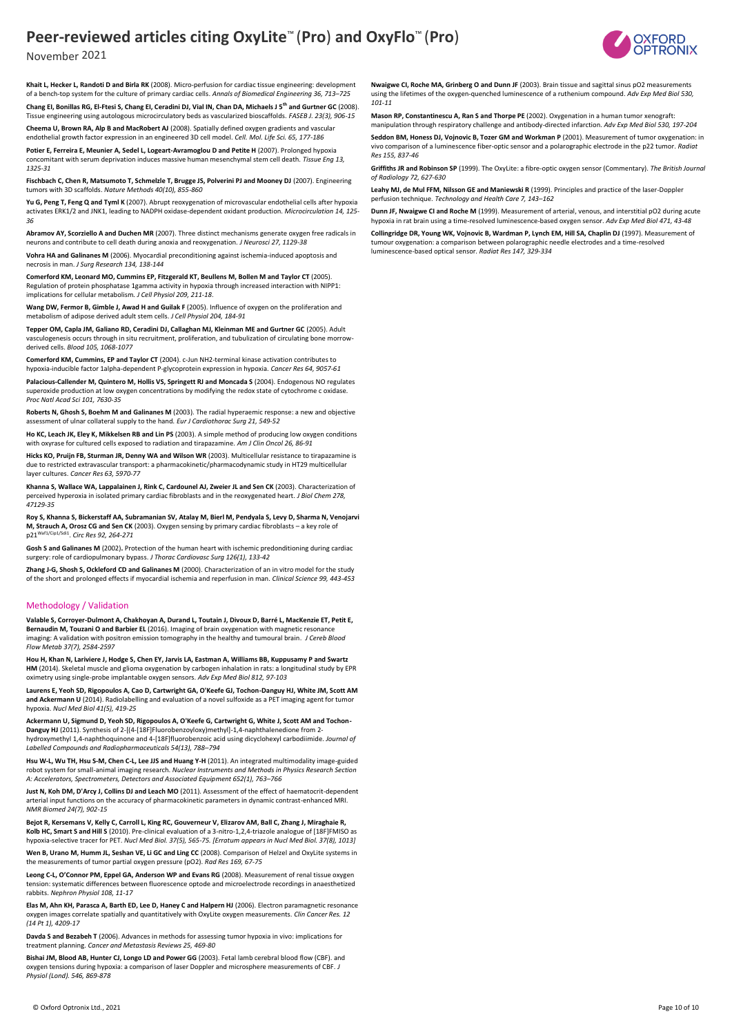**Khait L, Hecker L, Randoti D and Birla RK** (2008). Micro-perfusion for cardiac tissue engineering: development of a bench-top system for the culture of primary cardiac cells. *Annals of Biomedical Engineering 36, 713–725*

**Chang EI, Bonillas RG, El-Ftesi S, Chang EI, Ceradini DJ, Vial IN, Chan DA, Michaels J 5th and Gurtner GC** (2008). Tissue engineering using autologous microcirculatory beds as vascularized bioscaffolds. *FASEB J. 23(3), 906-15*

**Cheema U, Brown RA, Alp B and MacRobert AJ** (2008). Spatially defined oxygen gradients and vascular endothelial growth factor expression in an engineered 3D cell model. *Cell. Mol. Life Sci. 65, 177-186*

**Potier E, Ferreira E, Meunier A, Sedel L, Logeart-Avramoglou D and Petite H** (2007). Prolonged hypoxia concomitant with serum deprivation induces massive human mesenchymal stem cell death. *Tissue Eng 13, 1325-31*

**Fischbach C, Chen R, Matsumoto T, Schmelzle T, Brugge JS, Polverini PJ and Mooney DJ** (2007). Engineering tumors with 3D scaffolds. *Nature Methods 40(10), 855-860*

**Yu G, Peng T, Feng Q and Tyml K** (2007). Abrupt reoxygenation of microvascular endothelial cells after hypoxia activates ERK1/2 and JNK1, leading to NADPH oxidase-dependent oxidant production. *Microcirculation 14, 125-36*

**Abramov AY, Scorziello A and Duchen MR** (2007). Three distinct mechanisms generate oxygen free radicals in neurons and contribute to cell death during anoxia and reoxygenation. *J Neurosci 27, 1129-38*

**Vohra HA and Galinanes M** (2006). Myocardial preconditioning against ischemia-induced apoptosis and necrosis in man. *J Surg Research 134, 138-144*

**Comerford KM, Leonard MO, Cummins EP, Fitzgerald KT, Beullens M, Bollen M and Taylor CT** (2005). Regulation of protein phosphatase 1gamma activity in hypoxia through increased interaction with NIPP1: implications for cellular metabolism. *J Cell Physiol 209, 211-18*.

**Wang DW, Fermor B, Gimble J, Awad H and Guilak F** (2005). Influence of oxygen on the proliferation and metabolism of adipose derived adult stem cells. *J Cell Physiol 204, 184-91*

**Tepper OM, Capla JM, Galiano RD, Ceradini DJ, Callaghan MJ, Kleinman ME and Gurtner GC** (2005). Adult vasculogenesis occurs through in situ recruitment, proliferation, and tubulization of circulating bone morrow-derived cells. *Blood 105, 1068-1077*

**Comerford KM, Cummins, EP and Taylor CT** (2004). c-Jun NH2-terminal kinase activation contributes to hypoxia-inducible factor 1alpha-dependent P-glycoprotein expression in hypoxia. *Cancer Res 64, 9057-61*

**Palacious-Callender M, Quintero M, Hollis VS, Springett RJ and Moncada S** (2004). Endogenous NO regulates superoxide production at low oxygen concentrations by modifying the redox state of cytochrome c oxidase. *Proc Natl Acad Sci 101, 7630-35*

**Roberts N, Ghosh S, Boehm M and Galinanes M** (2003). The radial hyperaemic response: a new and objective assessment of ulnar collateral supply to the hand. *Eur J Cardiothorac Surg 21, 549-52*

**Ho KC, Leach JK, Eley K, Mikkelsen RB and Lin PS** (2003). A simple method of producing low oxygen conditions with oxyrase for cultured cells exposed to radiation and tirapazamine. *Am J Clin Oncol 26, 86-91*

**Hicks KO, Pruijn FB, Sturman JR, Denny WA and Wilson WR** (2003). Multicellular resistance to tirapazamine is due to restricted extravascular transport: a pharmacokinetic/pharmacodynamic study in HT29 multicellular layer cultures. *Cancer Res 63, 5970-77*

**Khanna S, Wallace WA, Lappalainen J, Rink C, Cardounel AJ, Zweier JL and Sen CK** (2003). Characterization of perceived hyperoxia in isolated primary cardiac fibroblasts and in the reoxygenated heart. *J Biol Chem 278, 47129-35*

**Roy S, Khanna S, Bickerstaff AA, Subramanian SV, Atalay M, Bierl M, Pendyala S, Levy D, Sharma N, Venojarvi M, Strauch A, Orosz CG and Sen CK** (2003). Oxygen sensing by primary cardiac fibroblasts – a key role of p21$^{Waf1/Cip1/Sdi1}$. *Circ Res 92, 264-271*

**Gosh S and Galinanes M** (2002). Protection of the human heart with ischemic preconditioning during cardiac surgery: role of cardiopulmonary bypass. *J Thorac Cardiovasc Surg 126(1), 133-42*

**Zhang J-G, Shosh S, Ockleford CD and Galinanes M** (2000). Characterization of an in vitro model for the study of the short and prolonged effects if myocardial ischemia and reperfusion in man. *Clinical Science 99, 443-453*

## Methodology / Validation

**Valable S, Corroyer-Dulmont A, Chakhoyan A, Durand L, Toutain J, Divoux D, Barré L, MacKenzie ET, Petit E, Bernaudin M, Touzani O and Barbier EL** (2016). Imaging of brain oxygenation with magnetic resonance imaging: A validation with positron emission tomography in the healthy and tumoural brain. *J Cereb Blood Flow Metab 37(7), 2584-2597*

**Hou H, Khan N, Lariviere J, Hodge S, Chen EY, Jarvis LA, Eastman A, Williams BB, Kuppusamy P and Swartz HM** (2014). Skeletal muscle and glioma oxygenation by carbogen inhalation in rats: a longitudinal study by EPR oximetry using single-probe implantable oxygen sensors. *Adv Exp Med Biol 812, 97-103*

**Laurens E, Yeoh SD, Rigopoulos A, Cao D, Cartwright GA, O'Keefe GJ, Tochon-Danguy HJ, White JM, Scott AM and Ackermann U** (2014). Radiolabelling and evaluation of a novel sulfoxide as a PET imaging agent for tumor hypoxia. *Nucl Med Biol 41(5), 419-25*

**Ackermann U, Sigmund D, Yeoh SD, Rigopoulos A, O'Keefe G, Cartwright G, White J, Scott AM and Tochon-Danguy HJ** (2011). Synthesis of 2-[(4-[18F]Fluorobenzoyloxy)methyl]-1,4-naphthalenedione from 2-hydroxymethyl 1,4-naphthoquinone and 4-[18F]fluorobenzoic acid using dicyclohexyl carbodiimide. *Journal of Labelled Compounds and Radiopharmaceuticals 54(13), 788–794*

**Hsu W-L, Wu TH, Hsu S-M, Chen C-L, Lee JJS and Huang Y-H** (2011). An integrated multimodality image-guided robot system for small-animal imaging research. *Nuclear Instruments and Methods in Physics Research Section A: Accelerators, Spectrometers, Detectors and Associated Equipment 652(1), 763–766*

**Just N, Koh DM, D'Arcy J, Collins DJ and Leach MO** (2011). Assessment of the effect of haematocrit-dependent arterial input functions on the accuracy of pharmacokinetic parameters in dynamic contrast-enhanced MRI. *NMR Biomed 24(7), 902-15*

**Bejot R, Kersemans V, Kelly C, Carroll L, King RC, Gouverneur V, Elizarov AM, Ball C, Zhang J, Miraghaie R, Kolb HC, Smart S and Hill S** (2010). Pre-clinical evaluation of a 3-nitro-1,2,4-triazole analogue of [18F]FMISO as hypoxia-selective tracer for PET. *Nucl Med Biol. 37(5), 565-75. [Erratum appears in Nucl Med Biol. 37(8), 1013]*

**Wen B, Urano M, Humm JL, Seshan VE, Li GC and Ling CC** (2008). Comparison of Helzel and OxyLite systems in the measurements of tumor partial oxygen pressure (pO2). *Rad Res 169, 67-75*

**Leong C-L, O'Connor PM, Eppel GA, Anderson WP and Evans RG** (2008). Measurement of renal tissue oxygen tension: systematic differences between fluorescence optode and microelectrode recordings in anaesthetized rabbits. *Nephron Physiol 108, 11-17*

**Elas M, Ahn KH, Parasca A, Barth ED, Lee D, Haney C and Halpern HJ** (2006). Electron paramagnetic resonance oxygen images correlate spatially and quantitatively with OxyLite oxygen measurements. *Clin Cancer Res. 12 (14 Pt 1), 4209-17*

**Davda S and Bezabeh T** (2006). Advances in methods for assessing tumor hypoxia in vivo: implications for treatment planning. *Cancer and Metastasis Reviews 25, 469-80*

**Bishai JM, Blood AB, Hunter CJ, Longo LD and Power GG** (2003). Fetal lamb cerebral blood flow (CBF). and oxygen tensions during hypoxia: a comparison of laser Doppler and microsphere measurements of CBF. *J Physiol (Lond). 546, 869-878*

**Nwaigwe CI, Roche MA, Grinberg O and Dunn JF** (2003). Brain tissue and sagittal sinus pO2 measurements using the lifetimes of the oxygen-quenched luminescence of a ruthenium compound. *Adv Exp Med Biol 530, 101-11*

**Mason RP, Constantinescu A, Ran S and Thorpe PE** (2002). Oxygenation in a human tumor xenograft: manipulation through respiratory challenge and antibody-directed infarction. *Adv Exp Med Biol 530, 197-204*

**Seddon BM, Honess DJ, Vojnovic B, Tozer GM and Workman P** (2001). Measurement of tumor oxygenation: in vivo comparison of a luminescence fiber-optic sensor and a polarographic electrode in the p22 tumor. *Radiat Res 155, 837-46*

**Griffiths JR and Robinson SP** (1999). The OxyLite: a fibre-optic oxygen sensor (Commentary). *The British Journal of Radiology 72, 627-630*

**Leahy MJ, de Mul FFM, Nilsson GE and Maniewski R** (1999). Principles and practice of the laser-Doppler perfusion technique. *Technology and Health Care 7, 143–162*

**Dunn JF, Nwaigwe CI and Roche M** (1999). Measurement of arterial, venous, and interstitial pO2 during acute hypoxia in rat brain using a time-resolved luminescence-based oxygen sensor. *Adv Exp Med Biol 471, 43-48*

**Collingridge DR, Young WK, Vojnovic B, Wardman P, Lynch EM, Hill SA, Chaplin DJ** (1997). Measurement of tumour oxygenation: a comparison between polarographic needle electrodes and a time-resolved luminescence-based optical sensor. *Radiat Res 147, 329-334*